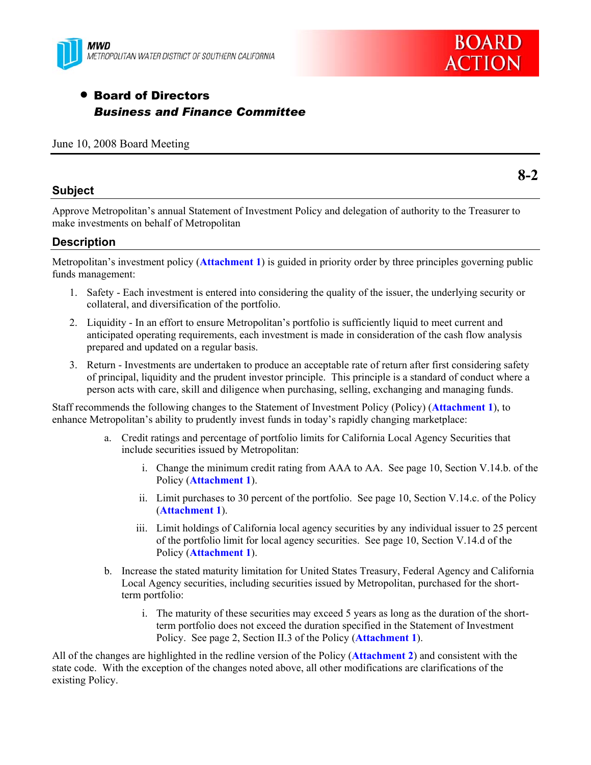MWD
METROPOLITAN WATER DISTRICT OF SOUTHERN CALIFORNIA

BOARD ACTION

- **Board of Directors**
  ***Business and Finance Committee***

June 10, 2008 Board Meeting

**8-2**

## Subject

Approve Metropolitan's annual Statement of Investment Policy and delegation of authority to the Treasurer to make investments on behalf of Metropolitan

## Description

Metropolitan's investment policy (**Attachment 1**) is guided in priority order by three principles governing public funds management:

1. Safety - Each investment is entered into considering the quality of the issuer, the underlying security or collateral, and diversification of the portfolio.
2. Liquidity - In an effort to ensure Metropolitan's portfolio is sufficiently liquid to meet current and anticipated operating requirements, each investment is made in consideration of the cash flow analysis prepared and updated on a regular basis.
3. Return - Investments are undertaken to produce an acceptable rate of return after first considering safety of principal, liquidity and the prudent investor principle. This principle is a standard of conduct where a person acts with care, skill and diligence when purchasing, selling, exchanging and managing funds.

Staff recommends the following changes to the Statement of Investment Policy (Policy) (**Attachment 1**), to enhance Metropolitan's ability to prudently invest funds in today's rapidly changing marketplace:

a. Credit ratings and percentage of portfolio limits for California Local Agency Securities that include securities issued by Metropolitan:

   i. Change the minimum credit rating from AAA to AA. See page 10, Section V.14.b. of the Policy (**Attachment 1**).

   ii. Limit purchases to 30 percent of the portfolio. See page 10, Section V.14.c. of the Policy (**Attachment 1**).

   iii. Limit holdings of California local agency securities by any individual issuer to 25 percent of the portfolio limit for local agency securities. See page 10, Section V.14.d of the Policy (**Attachment 1**).

b. Increase the stated maturity limitation for United States Treasury, Federal Agency and California Local Agency securities, including securities issued by Metropolitan, purchased for the short-term portfolio:

   i. The maturity of these securities may exceed 5 years as long as the duration of the short-term portfolio does not exceed the duration specified in the Statement of Investment Policy. See page 2, Section II.3 of the Policy (**Attachment 1**).

All of the changes are highlighted in the redline version of the Policy (**Attachment 2**) and consistent with the state code. With the exception of the changes noted above, all other modifications are clarifications of the existing Policy.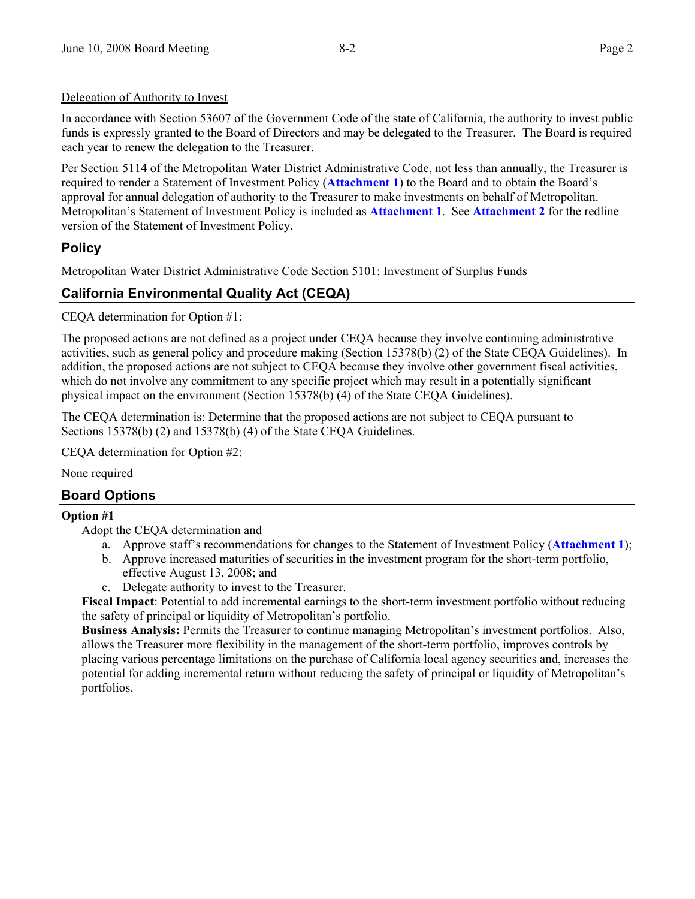Delegation of Authority to Invest

In accordance with Section 53607 of the Government Code of the state of California, the authority to invest public funds is expressly granted to the Board of Directors and may be delegated to the Treasurer. The Board is required each year to renew the delegation to the Treasurer.

Per Section 5114 of the Metropolitan Water District Administrative Code, not less than annually, the Treasurer is required to render a Statement of Investment Policy (**Attachment 1**) to the Board and to obtain the Board's approval for annual delegation of authority to the Treasurer to make investments on behalf of Metropolitan. Metropolitan's Statement of Investment Policy is included as **Attachment 1**. See **Attachment 2** for the redline version of the Statement of Investment Policy.

## Policy

Metropolitan Water District Administrative Code Section 5101: Investment of Surplus Funds

## California Environmental Quality Act (CEQA)

CEQA determination for Option #1:

The proposed actions are not defined as a project under CEQA because they involve continuing administrative activities, such as general policy and procedure making (Section 15378(b) (2) of the State CEQA Guidelines). In addition, the proposed actions are not subject to CEQA because they involve other government fiscal activities, which do not involve any commitment to any specific project which may result in a potentially significant physical impact on the environment (Section 15378(b) (4) of the State CEQA Guidelines).

The CEQA determination is: Determine that the proposed actions are not subject to CEQA pursuant to Sections 15378(b) (2) and 15378(b) (4) of the State CEQA Guidelines.

CEQA determination for Option #2:

None required

## Board Options

**Option #1**

Adopt the CEQA determination and

a. Approve staff's recommendations for changes to the Statement of Investment Policy (**Attachment 1**);
b. Approve increased maturities of securities in the investment program for the short-term portfolio, effective August 13, 2008; and
c. Delegate authority to invest to the Treasurer.

**Fiscal Impact**: Potential to add incremental earnings to the short-term investment portfolio without reducing the safety of principal or liquidity of Metropolitan's portfolio.

**Business Analysis:** Permits the Treasurer to continue managing Metropolitan's investment portfolios. Also, allows the Treasurer more flexibility in the management of the short-term portfolio, improves controls by placing various percentage limitations on the purchase of California local agency securities and, increases the potential for adding incremental return without reducing the safety of principal or liquidity of Metropolitan's portfolios.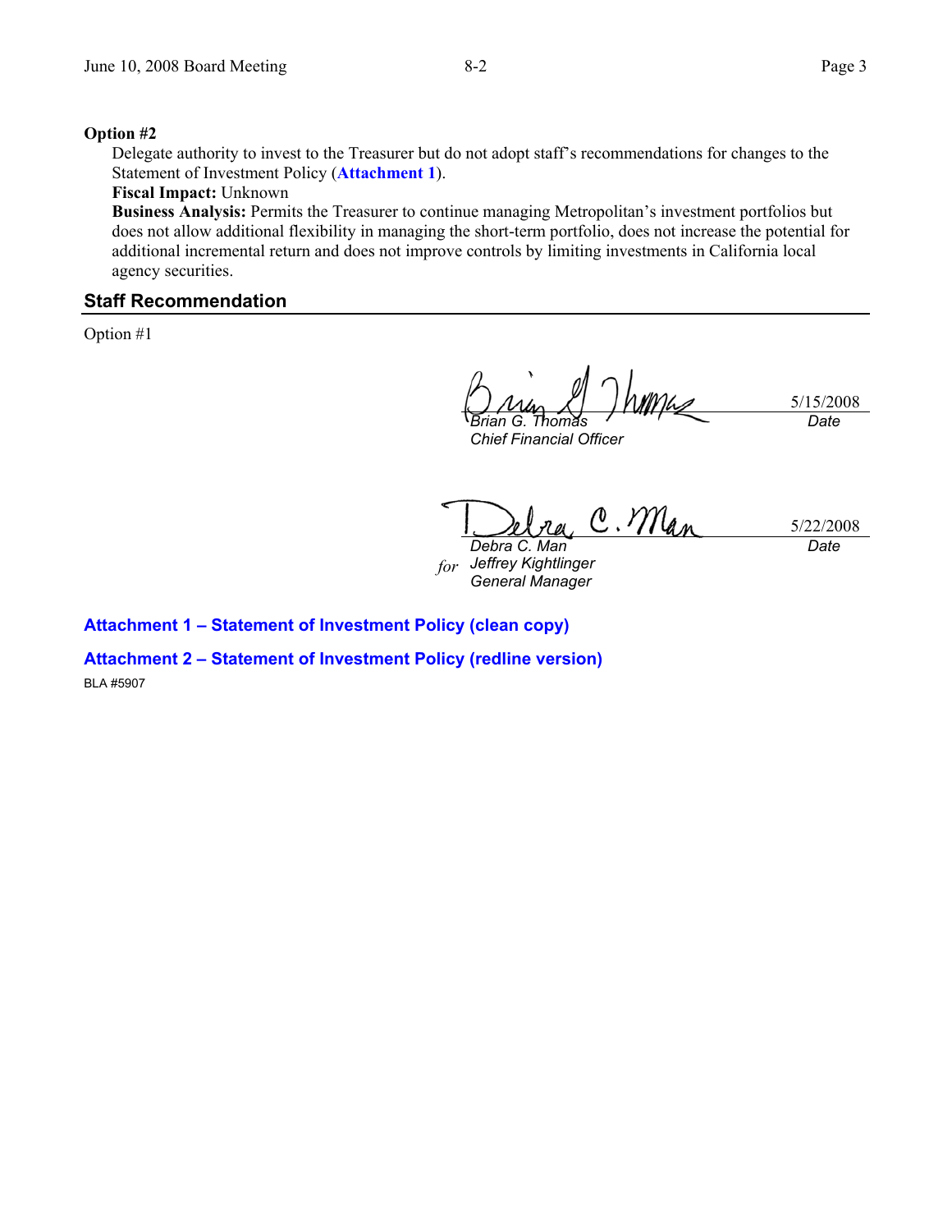**Option #2**

Delegate authority to invest to the Treasurer but do not adopt staff's recommendations for changes to the Statement of Investment Policy (**Attachment 1**).

**Fiscal Impact:** Unknown

**Business Analysis:** Permits the Treasurer to continue managing Metropolitan's investment portfolios but does not allow additional flexibility in managing the short-term portfolio, does not increase the potential for additional incremental return and does not improve controls by limiting investments in California local agency securities.

## Staff Recommendation

Option #1

*Brian G. Thomas*
*Chief Financial Officer*
5/15/2008
*Date*

*Debra C. Man*
*for* *Jeffrey Kightlinger*
*General Manager*
5/22/2008
*Date*

**Attachment 1 – Statement of Investment Policy (clean copy)**

**Attachment 2 – Statement of Investment Policy (redline version)**

BLA #5907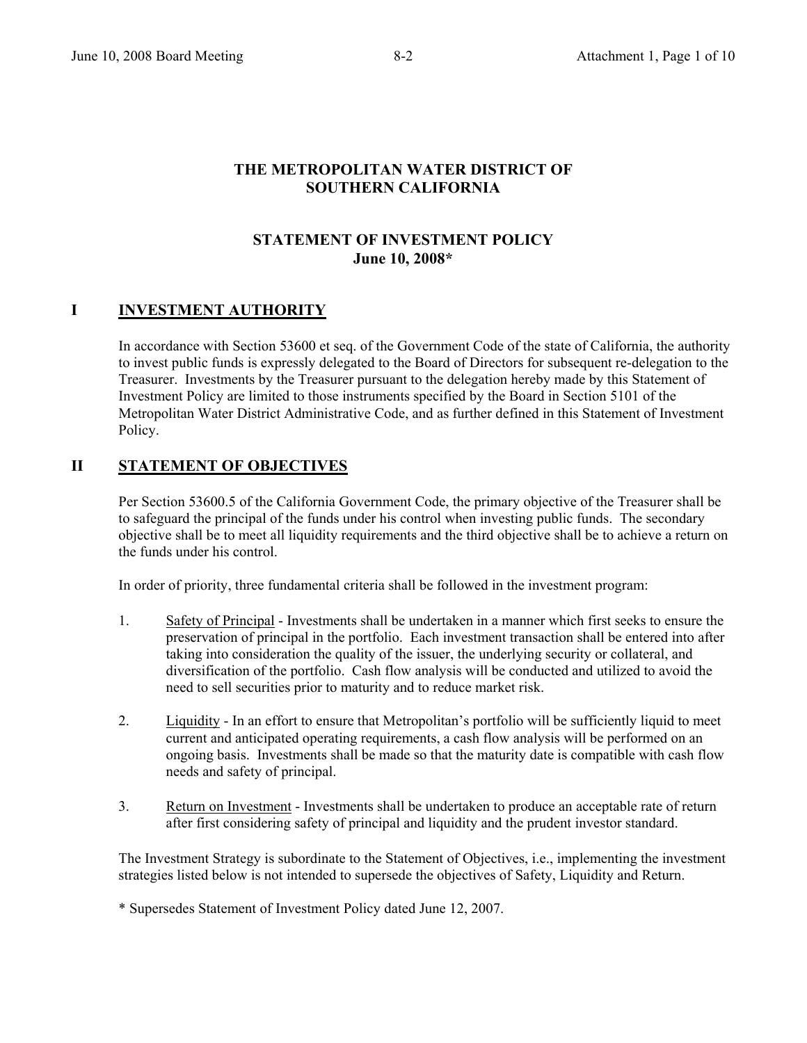# THE METROPOLITAN WATER DISTRICT OF SOUTHERN CALIFORNIA

## STATEMENT OF INVESTMENT POLICY
## June 10, 2008*

## I INVESTMENT AUTHORITY

In accordance with Section 53600 et seq. of the Government Code of the state of California, the authority to invest public funds is expressly delegated to the Board of Directors for subsequent re-delegation to the Treasurer. Investments by the Treasurer pursuant to the delegation hereby made by this Statement of Investment Policy are limited to those instruments specified by the Board in Section 5101 of the Metropolitan Water District Administrative Code, and as further defined in this Statement of Investment Policy.

## II STATEMENT OF OBJECTIVES

Per Section 53600.5 of the California Government Code, the primary objective of the Treasurer shall be to safeguard the principal of the funds under his control when investing public funds. The secondary objective shall be to meet all liquidity requirements and the third objective shall be to achieve a return on the funds under his control.

In order of priority, three fundamental criteria shall be followed in the investment program:

1. Safety of Principal - Investments shall be undertaken in a manner which first seeks to ensure the preservation of principal in the portfolio. Each investment transaction shall be entered into after taking into consideration the quality of the issuer, the underlying security or collateral, and diversification of the portfolio. Cash flow analysis will be conducted and utilized to avoid the need to sell securities prior to maturity and to reduce market risk.

2. Liquidity - In an effort to ensure that Metropolitan's portfolio will be sufficiently liquid to meet current and anticipated operating requirements, a cash flow analysis will be performed on an ongoing basis. Investments shall be made so that the maturity date is compatible with cash flow needs and safety of principal.

3. Return on Investment - Investments shall be undertaken to produce an acceptable rate of return after first considering safety of principal and liquidity and the prudent investor standard.

The Investment Strategy is subordinate to the Statement of Objectives, i.e., implementing the investment strategies listed below is not intended to supersede the objectives of Safety, Liquidity and Return.

* Supersedes Statement of Investment Policy dated June 12, 2007.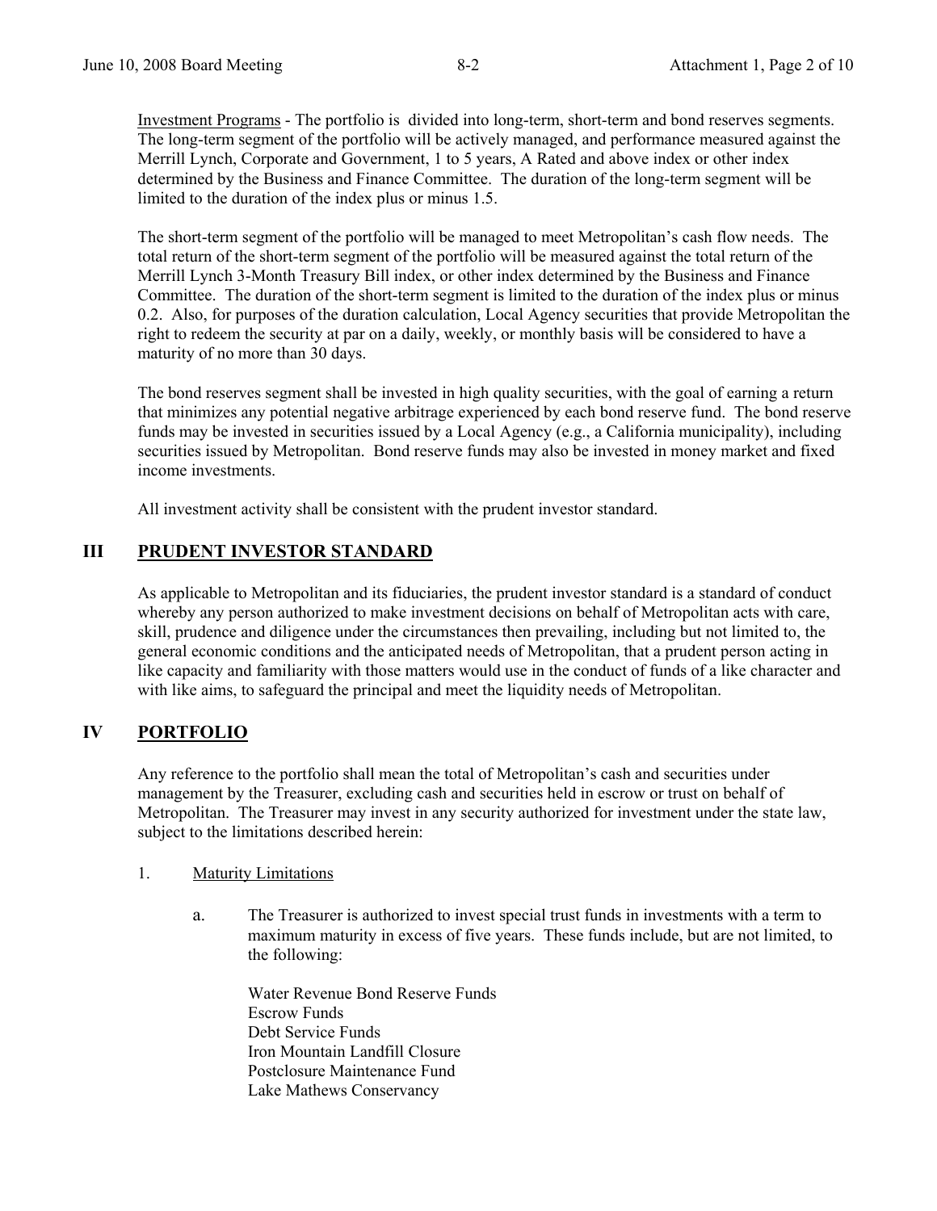Investment Programs - The portfolio is divided into long-term, short-term and bond reserves segments. The long-term segment of the portfolio will be actively managed, and performance measured against the Merrill Lynch, Corporate and Government, 1 to 5 years, A Rated and above index or other index determined by the Business and Finance Committee. The duration of the long-term segment will be limited to the duration of the index plus or minus 1.5.

The short-term segment of the portfolio will be managed to meet Metropolitan's cash flow needs. The total return of the short-term segment of the portfolio will be measured against the total return of the Merrill Lynch 3-Month Treasury Bill index, or other index determined by the Business and Finance Committee. The duration of the short-term segment is limited to the duration of the index plus or minus 0.2. Also, for purposes of the duration calculation, Local Agency securities that provide Metropolitan the right to redeem the security at par on a daily, weekly, or monthly basis will be considered to have a maturity of no more than 30 days.

The bond reserves segment shall be invested in high quality securities, with the goal of earning a return that minimizes any potential negative arbitrage experienced by each bond reserve fund. The bond reserve funds may be invested in securities issued by a Local Agency (e.g., a California municipality), including securities issued by Metropolitan. Bond reserve funds may also be invested in money market and fixed income investments.

All investment activity shall be consistent with the prudent investor standard.

## III PRUDENT INVESTOR STANDARD

As applicable to Metropolitan and its fiduciaries, the prudent investor standard is a standard of conduct whereby any person authorized to make investment decisions on behalf of Metropolitan acts with care, skill, prudence and diligence under the circumstances then prevailing, including but not limited to, the general economic conditions and the anticipated needs of Metropolitan, that a prudent person acting in like capacity and familiarity with those matters would use in the conduct of funds of a like character and with like aims, to safeguard the principal and meet the liquidity needs of Metropolitan.

## IV PORTFOLIO

Any reference to the portfolio shall mean the total of Metropolitan's cash and securities under management by the Treasurer, excluding cash and securities held in escrow or trust on behalf of Metropolitan. The Treasurer may invest in any security authorized for investment under the state law, subject to the limitations described herein:

1. Maturity Limitations

   a. The Treasurer is authorized to invest special trust funds in investments with a term to maximum maturity in excess of five years. These funds include, but are not limited, to the following:

      Water Revenue Bond Reserve Funds
      Escrow Funds
      Debt Service Funds
      Iron Mountain Landfill Closure
      Postclosure Maintenance Fund
      Lake Mathews Conservancy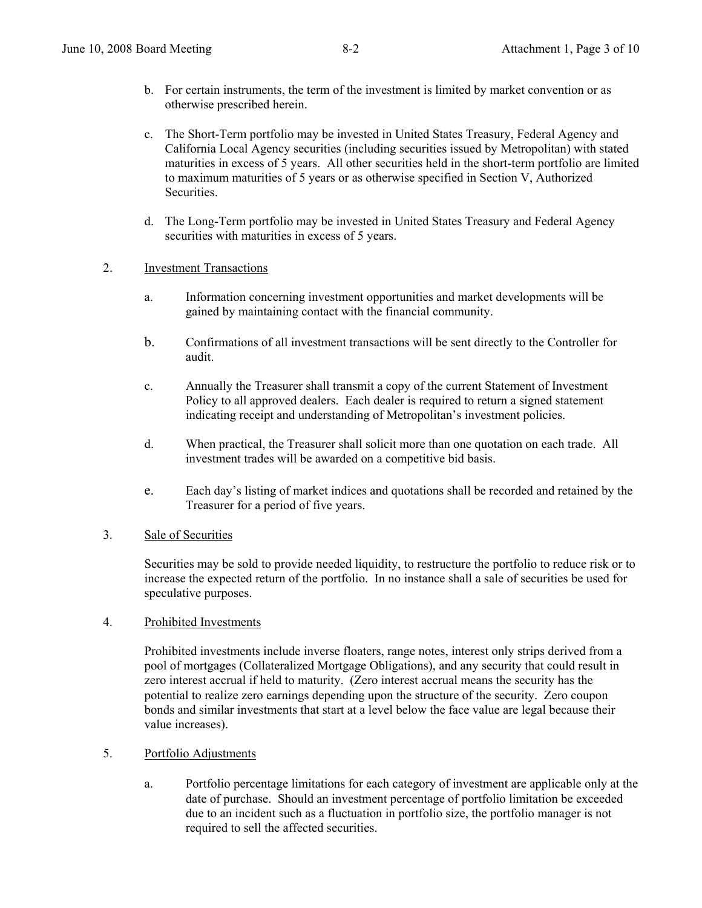b. For certain instruments, the term of the investment is limited by market convention or as otherwise prescribed herein.

c. The Short-Term portfolio may be invested in United States Treasury, Federal Agency and California Local Agency securities (including securities issued by Metropolitan) with stated maturities in excess of 5 years. All other securities held in the short-term portfolio are limited to maximum maturities of 5 years or as otherwise specified in Section V, Authorized Securities.

d. The Long-Term portfolio may be invested in United States Treasury and Federal Agency securities with maturities in excess of 5 years.

2. Investment Transactions

   a. Information concerning investment opportunities and market developments will be gained by maintaining contact with the financial community.

   b. Confirmations of all investment transactions will be sent directly to the Controller for audit.

   c. Annually the Treasurer shall transmit a copy of the current Statement of Investment Policy to all approved dealers. Each dealer is required to return a signed statement indicating receipt and understanding of Metropolitan's investment policies.

   d. When practical, the Treasurer shall solicit more than one quotation on each trade. All investment trades will be awarded on a competitive bid basis.

   e. Each day's listing of market indices and quotations shall be recorded and retained by the Treasurer for a period of five years.

3. Sale of Securities

   Securities may be sold to provide needed liquidity, to restructure the portfolio to reduce risk or to increase the expected return of the portfolio. In no instance shall a sale of securities be used for speculative purposes.

4. Prohibited Investments

   Prohibited investments include inverse floaters, range notes, interest only strips derived from a pool of mortgages (Collateralized Mortgage Obligations), and any security that could result in zero interest accrual if held to maturity. (Zero interest accrual means the security has the potential to realize zero earnings depending upon the structure of the security. Zero coupon bonds and similar investments that start at a level below the face value are legal because their value increases).

5. Portfolio Adjustments

   a. Portfolio percentage limitations for each category of investment are applicable only at the date of purchase. Should an investment percentage of portfolio limitation be exceeded due to an incident such as a fluctuation in portfolio size, the portfolio manager is not required to sell the affected securities.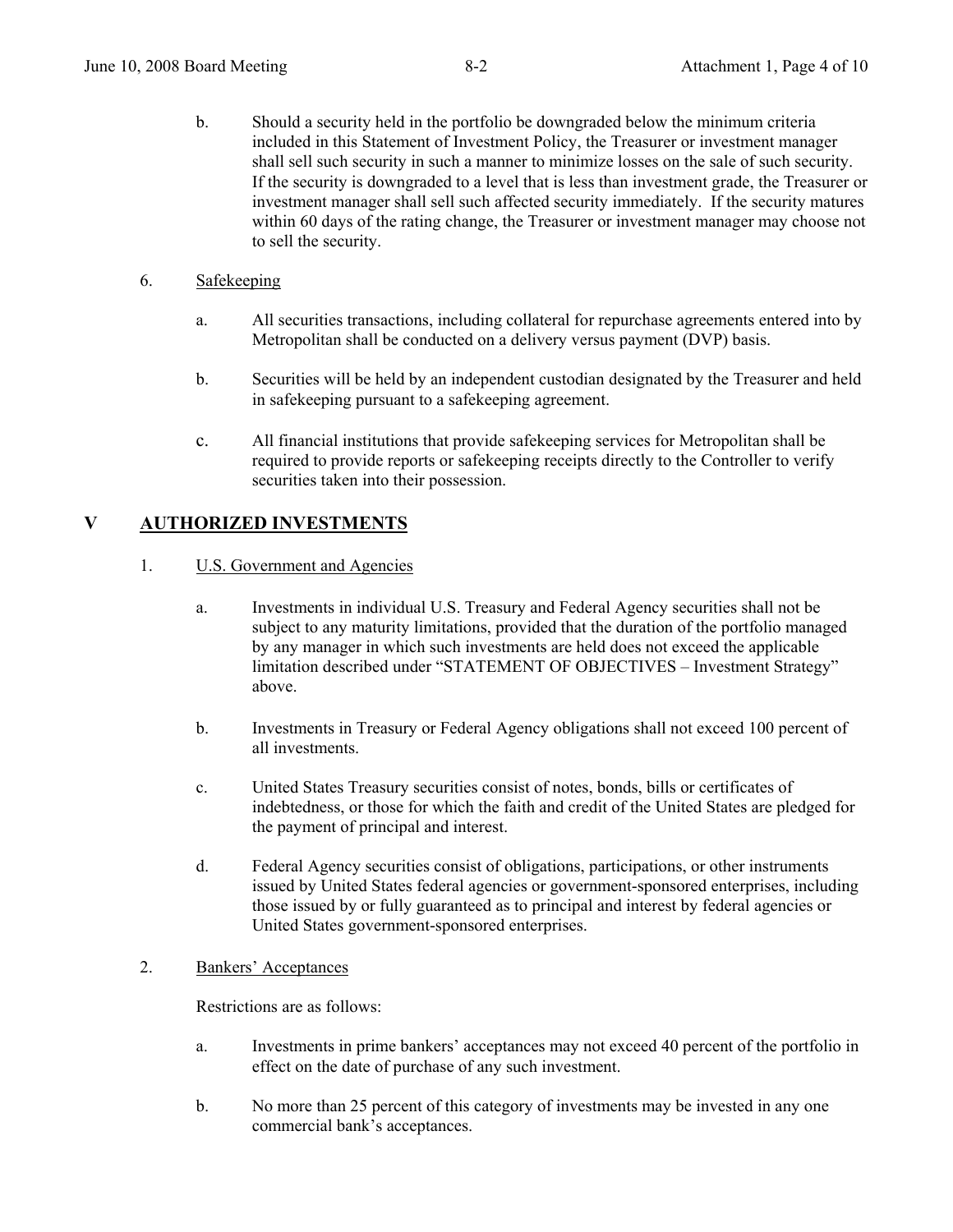b. Should a security held in the portfolio be downgraded below the minimum criteria included in this Statement of Investment Policy, the Treasurer or investment manager shall sell such security in such a manner to minimize losses on the sale of such security. If the security is downgraded to a level that is less than investment grade, the Treasurer or investment manager shall sell such affected security immediately. If the security matures within 60 days of the rating change, the Treasurer or investment manager may choose not to sell the security.

6. <u>Safekeeping</u>

   a. All securities transactions, including collateral for repurchase agreements entered into by Metropolitan shall be conducted on a delivery versus payment (DVP) basis.

   b. Securities will be held by an independent custodian designated by the Treasurer and held in safekeeping pursuant to a safekeeping agreement.

   c. All financial institutions that provide safekeeping services for Metropolitan shall be required to provide reports or safekeeping receipts directly to the Controller to verify securities taken into their possession.

## V AUTHORIZED INVESTMENTS

1. <u>U.S. Government and Agencies</u>

   a. Investments in individual U.S. Treasury and Federal Agency securities shall not be subject to any maturity limitations, provided that the duration of the portfolio managed by any manager in which such investments are held does not exceed the applicable limitation described under "STATEMENT OF OBJECTIVES – Investment Strategy" above.

   b. Investments in Treasury or Federal Agency obligations shall not exceed 100 percent of all investments.

   c. United States Treasury securities consist of notes, bonds, bills or certificates of indebtedness, or those for which the faith and credit of the United States are pledged for the payment of principal and interest.

   d. Federal Agency securities consist of obligations, participations, or other instruments issued by United States federal agencies or government-sponsored enterprises, including those issued by or fully guaranteed as to principal and interest by federal agencies or United States government-sponsored enterprises.

2. <u>Bankers' Acceptances</u>

   Restrictions are as follows:

   a. Investments in prime bankers' acceptances may not exceed 40 percent of the portfolio in effect on the date of purchase of any such investment.

   b. No more than 25 percent of this category of investments may be invested in any one commercial bank's acceptances.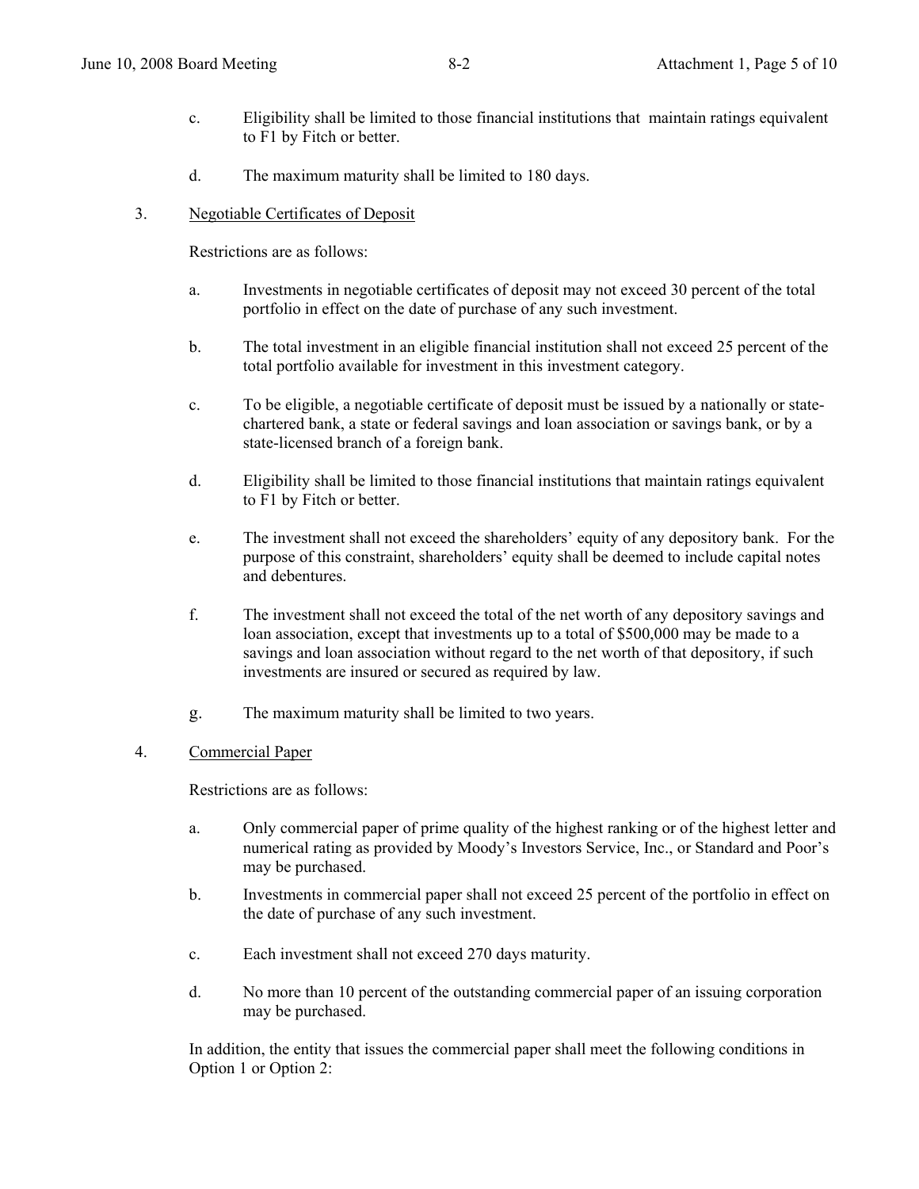c. Eligibility shall be limited to those financial institutions that maintain ratings equivalent to F1 by Fitch or better.

d. The maximum maturity shall be limited to 180 days.

3. Negotiable Certificates of Deposit

Restrictions are as follows:

a. Investments in negotiable certificates of deposit may not exceed 30 percent of the total portfolio in effect on the date of purchase of any such investment.

b. The total investment in an eligible financial institution shall not exceed 25 percent of the total portfolio available for investment in this investment category.

c. To be eligible, a negotiable certificate of deposit must be issued by a nationally or state-chartered bank, a state or federal savings and loan association or savings bank, or by a state-licensed branch of a foreign bank.

d. Eligibility shall be limited to those financial institutions that maintain ratings equivalent to F1 by Fitch or better.

e. The investment shall not exceed the shareholders' equity of any depository bank. For the purpose of this constraint, shareholders' equity shall be deemed to include capital notes and debentures.

f. The investment shall not exceed the total of the net worth of any depository savings and loan association, except that investments up to a total of $500,000 may be made to a savings and loan association without regard to the net worth of that depository, if such investments are insured or secured as required by law.

g. The maximum maturity shall be limited to two years.

4. Commercial Paper

Restrictions are as follows:

a. Only commercial paper of prime quality of the highest ranking or of the highest letter and numerical rating as provided by Moody's Investors Service, Inc., or Standard and Poor's may be purchased.

b. Investments in commercial paper shall not exceed 25 percent of the portfolio in effect on the date of purchase of any such investment.

c. Each investment shall not exceed 270 days maturity.

d. No more than 10 percent of the outstanding commercial paper of an issuing corporation may be purchased.

In addition, the entity that issues the commercial paper shall meet the following conditions in Option 1 or Option 2: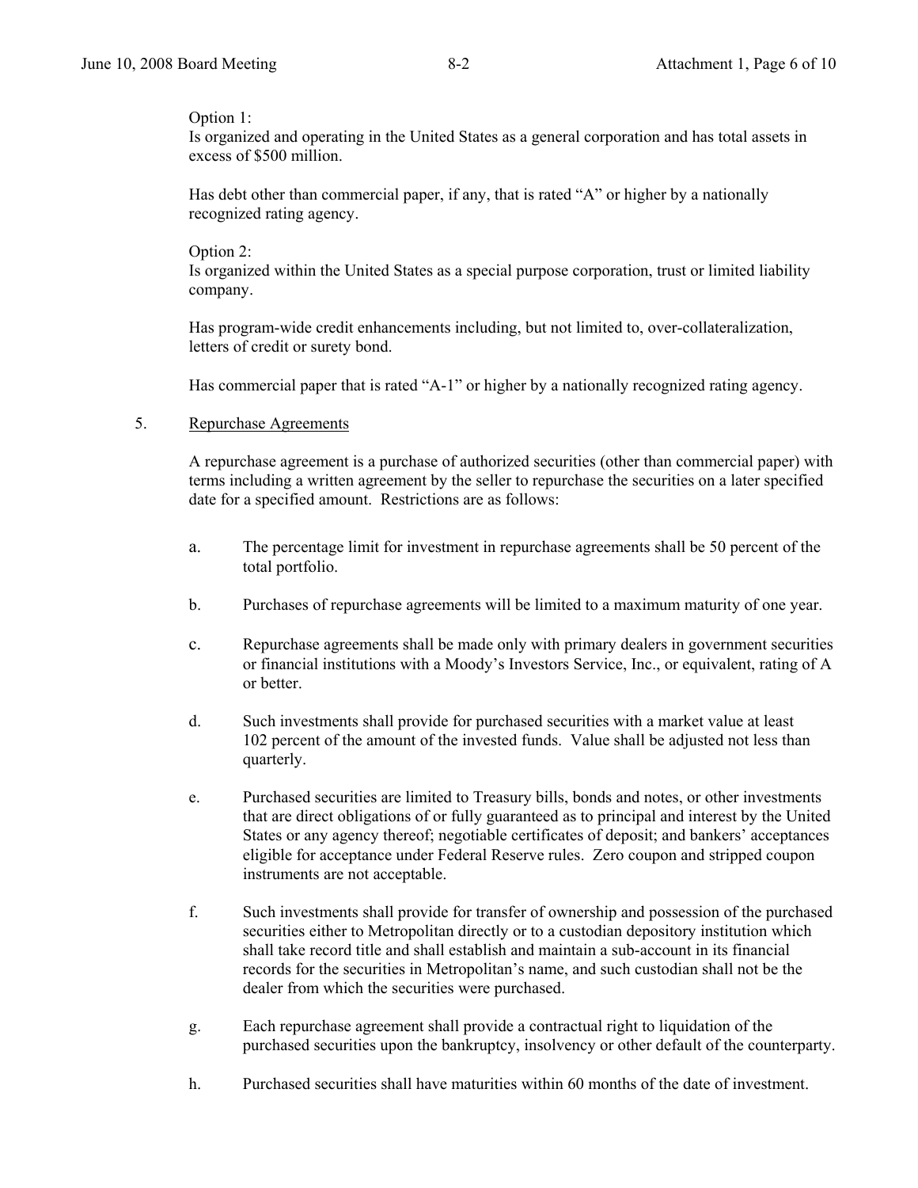Option 1:
Is organized and operating in the United States as a general corporation and has total assets in excess of $500 million.

Has debt other than commercial paper, if any, that is rated "A" or higher by a nationally recognized rating agency.

Option 2:
Is organized within the United States as a special purpose corporation, trust or limited liability company.

Has program-wide credit enhancements including, but not limited to, over-collateralization, letters of credit or surety bond.

Has commercial paper that is rated "A-1" or higher by a nationally recognized rating agency.

5. Repurchase Agreements

A repurchase agreement is a purchase of authorized securities (other than commercial paper) with terms including a written agreement by the seller to repurchase the securities on a later specified date for a specified amount. Restrictions are as follows:

a. The percentage limit for investment in repurchase agreements shall be 50 percent of the total portfolio.

b. Purchases of repurchase agreements will be limited to a maximum maturity of one year.

c. Repurchase agreements shall be made only with primary dealers in government securities or financial institutions with a Moody's Investors Service, Inc., or equivalent, rating of A or better.

d. Such investments shall provide for purchased securities with a market value at least 102 percent of the amount of the invested funds. Value shall be adjusted not less than quarterly.

e. Purchased securities are limited to Treasury bills, bonds and notes, or other investments that are direct obligations of or fully guaranteed as to principal and interest by the United States or any agency thereof; negotiable certificates of deposit; and bankers' acceptances eligible for acceptance under Federal Reserve rules. Zero coupon and stripped coupon instruments are not acceptable.

f. Such investments shall provide for transfer of ownership and possession of the purchased securities either to Metropolitan directly or to a custodian depository institution which shall take record title and shall establish and maintain a sub-account in its financial records for the securities in Metropolitan's name, and such custodian shall not be the dealer from which the securities were purchased.

g. Each repurchase agreement shall provide a contractual right to liquidation of the purchased securities upon the bankruptcy, insolvency or other default of the counterparty.

h. Purchased securities shall have maturities within 60 months of the date of investment.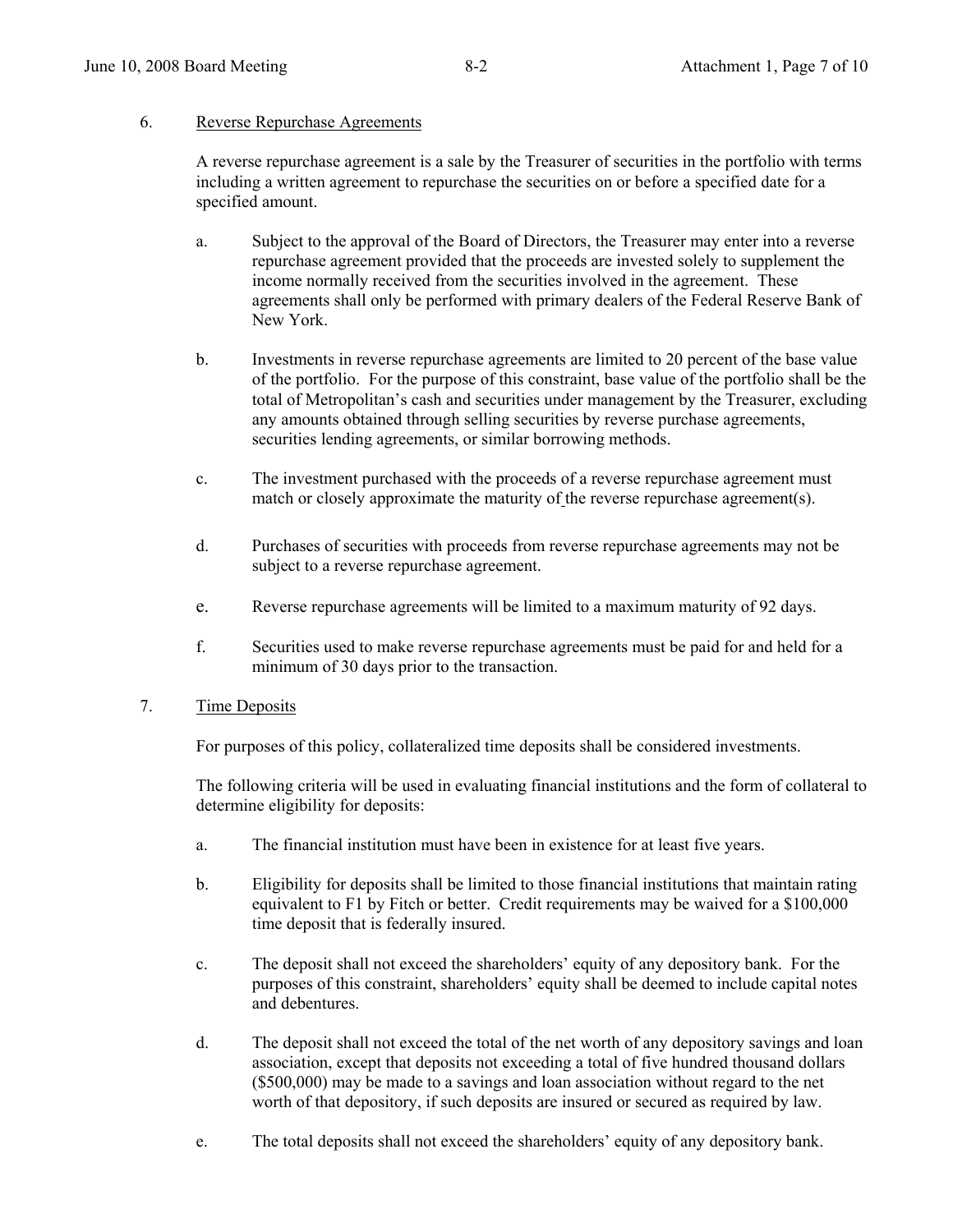6. Reverse Repurchase Agreements

A reverse repurchase agreement is a sale by the Treasurer of securities in the portfolio with terms including a written agreement to repurchase the securities on or before a specified date for a specified amount.

a. Subject to the approval of the Board of Directors, the Treasurer may enter into a reverse repurchase agreement provided that the proceeds are invested solely to supplement the income normally received from the securities involved in the agreement. These agreements shall only be performed with primary dealers of the Federal Reserve Bank of New York.

b. Investments in reverse repurchase agreements are limited to 20 percent of the base value of the portfolio. For the purpose of this constraint, base value of the portfolio shall be the total of Metropolitan's cash and securities under management by the Treasurer, excluding any amounts obtained through selling securities by reverse purchase agreements, securities lending agreements, or similar borrowing methods.

c. The investment purchased with the proceeds of a reverse repurchase agreement must match or closely approximate the maturity of the reverse repurchase agreement(s).

d. Purchases of securities with proceeds from reverse repurchase agreements may not be subject to a reverse repurchase agreement.

e. Reverse repurchase agreements will be limited to a maximum maturity of 92 days.

f. Securities used to make reverse repurchase agreements must be paid for and held for a minimum of 30 days prior to the transaction.

7. Time Deposits

For purposes of this policy, collateralized time deposits shall be considered investments.

The following criteria will be used in evaluating financial institutions and the form of collateral to determine eligibility for deposits:

a. The financial institution must have been in existence for at least five years.

b. Eligibility for deposits shall be limited to those financial institutions that maintain rating equivalent to F1 by Fitch or better. Credit requirements may be waived for a $100,000 time deposit that is federally insured.

c. The deposit shall not exceed the shareholders' equity of any depository bank. For the purposes of this constraint, shareholders' equity shall be deemed to include capital notes and debentures.

d. The deposit shall not exceed the total of the net worth of any depository savings and loan association, except that deposits not exceeding a total of five hundred thousand dollars ($500,000) may be made to a savings and loan association without regard to the net worth of that depository, if such deposits are insured or secured as required by law.

e. The total deposits shall not exceed the shareholders' equity of any depository bank.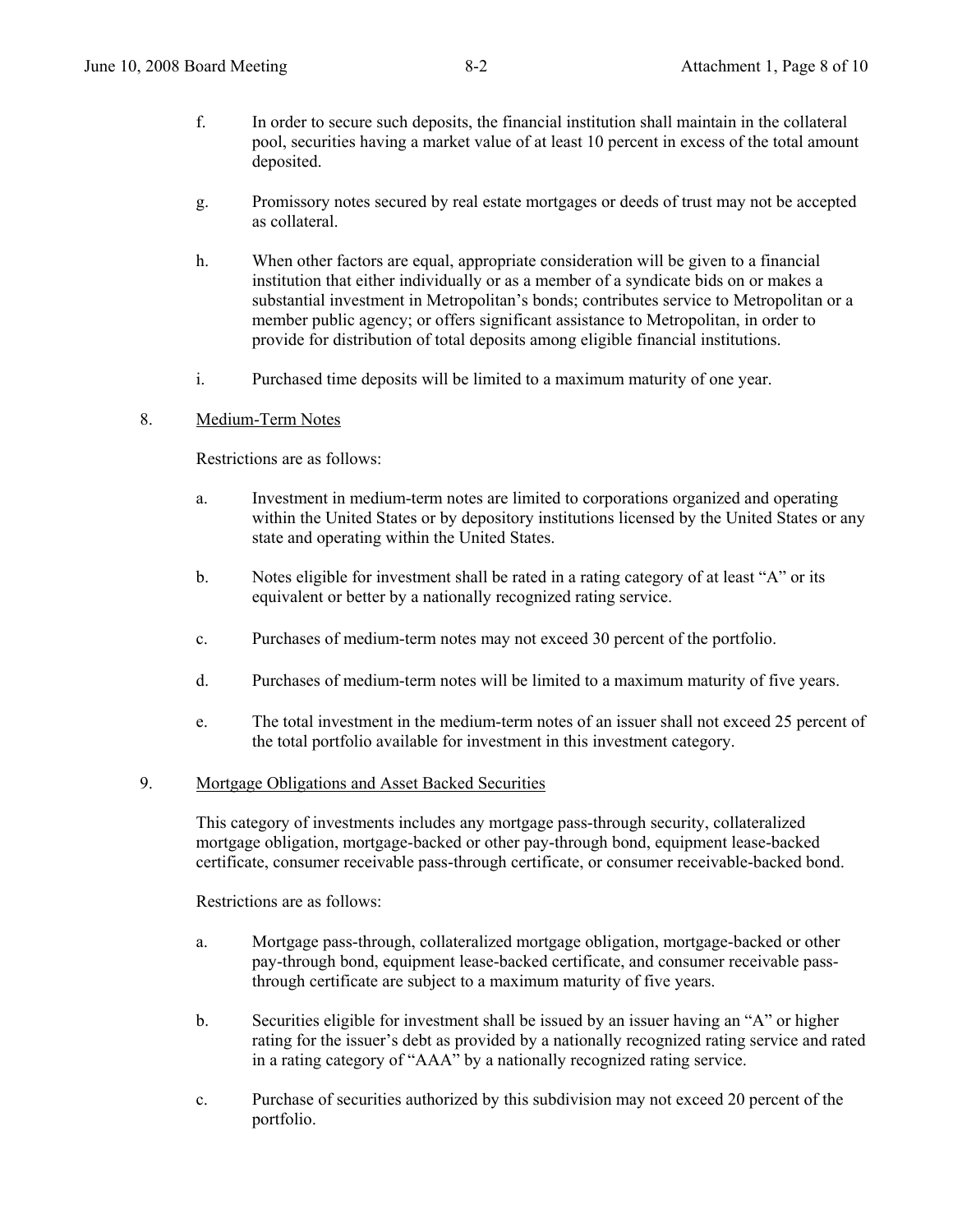f. In order to secure such deposits, the financial institution shall maintain in the collateral pool, securities having a market value of at least 10 percent in excess of the total amount deposited.

g. Promissory notes secured by real estate mortgages or deeds of trust may not be accepted as collateral.

h. When other factors are equal, appropriate consideration will be given to a financial institution that either individually or as a member of a syndicate bids on or makes a substantial investment in Metropolitan's bonds; contributes service to Metropolitan or a member public agency; or offers significant assistance to Metropolitan, in order to provide for distribution of total deposits among eligible financial institutions.

i. Purchased time deposits will be limited to a maximum maturity of one year.

8. Medium-Term Notes

Restrictions are as follows:

a. Investment in medium-term notes are limited to corporations organized and operating within the United States or by depository institutions licensed by the United States or any state and operating within the United States.

b. Notes eligible for investment shall be rated in a rating category of at least "A" or its equivalent or better by a nationally recognized rating service.

c. Purchases of medium-term notes may not exceed 30 percent of the portfolio.

d. Purchases of medium-term notes will be limited to a maximum maturity of five years.

e. The total investment in the medium-term notes of an issuer shall not exceed 25 percent of the total portfolio available for investment in this investment category.

9. Mortgage Obligations and Asset Backed Securities

This category of investments includes any mortgage pass-through security, collateralized mortgage obligation, mortgage-backed or other pay-through bond, equipment lease-backed certificate, consumer receivable pass-through certificate, or consumer receivable-backed bond.

Restrictions are as follows:

a. Mortgage pass-through, collateralized mortgage obligation, mortgage-backed or other pay-through bond, equipment lease-backed certificate, and consumer receivable pass-through certificate are subject to a maximum maturity of five years.

b. Securities eligible for investment shall be issued by an issuer having an "A" or higher rating for the issuer's debt as provided by a nationally recognized rating service and rated in a rating category of "AAA" by a nationally recognized rating service.

c. Purchase of securities authorized by this subdivision may not exceed 20 percent of the portfolio.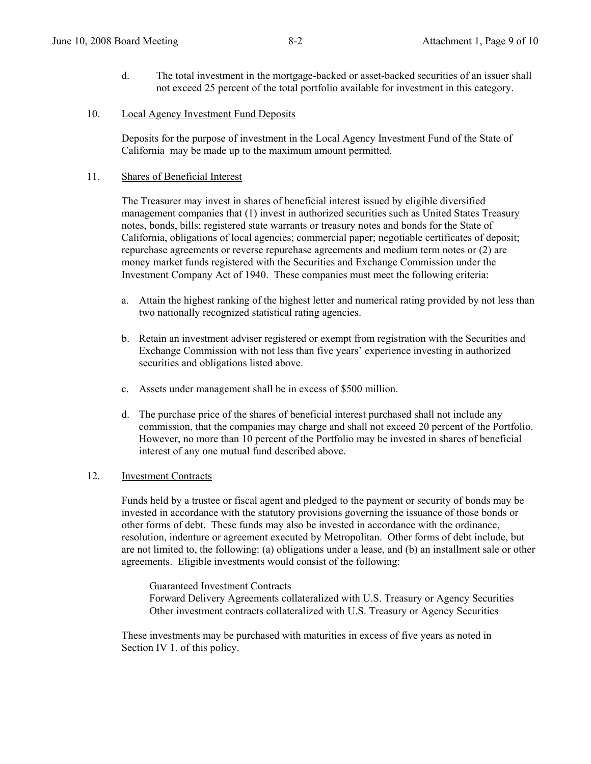d. The total investment in the mortgage-backed or asset-backed securities of an issuer shall not exceed 25 percent of the total portfolio available for investment in this category.

10. Local Agency Investment Fund Deposits

Deposits for the purpose of investment in the Local Agency Investment Fund of the State of California may be made up to the maximum amount permitted.

11. Shares of Beneficial Interest

The Treasurer may invest in shares of beneficial interest issued by eligible diversified management companies that (1) invest in authorized securities such as United States Treasury notes, bonds, bills; registered state warrants or treasury notes and bonds for the State of California, obligations of local agencies; commercial paper; negotiable certificates of deposit; repurchase agreements or reverse repurchase agreements and medium term notes or (2) are money market funds registered with the Securities and Exchange Commission under the Investment Company Act of 1940. These companies must meet the following criteria:

a. Attain the highest ranking of the highest letter and numerical rating provided by not less than two nationally recognized statistical rating agencies.

b. Retain an investment adviser registered or exempt from registration with the Securities and Exchange Commission with not less than five years' experience investing in authorized securities and obligations listed above.

c. Assets under management shall be in excess of $500 million.

d. The purchase price of the shares of beneficial interest purchased shall not include any commission, that the companies may charge and shall not exceed 20 percent of the Portfolio. However, no more than 10 percent of the Portfolio may be invested in shares of beneficial interest of any one mutual fund described above.

12. Investment Contracts

Funds held by a trustee or fiscal agent and pledged to the payment or security of bonds may be invested in accordance with the statutory provisions governing the issuance of those bonds or other forms of debt. These funds may also be invested in accordance with the ordinance, resolution, indenture or agreement executed by Metropolitan. Other forms of debt include, but are not limited to, the following: (a) obligations under a lease, and (b) an installment sale or other agreements. Eligible investments would consist of the following:

Guaranteed Investment Contracts
Forward Delivery Agreements collateralized with U.S. Treasury or Agency Securities
Other investment contracts collateralized with U.S. Treasury or Agency Securities

These investments may be purchased with maturities in excess of five years as noted in Section IV 1. of this policy.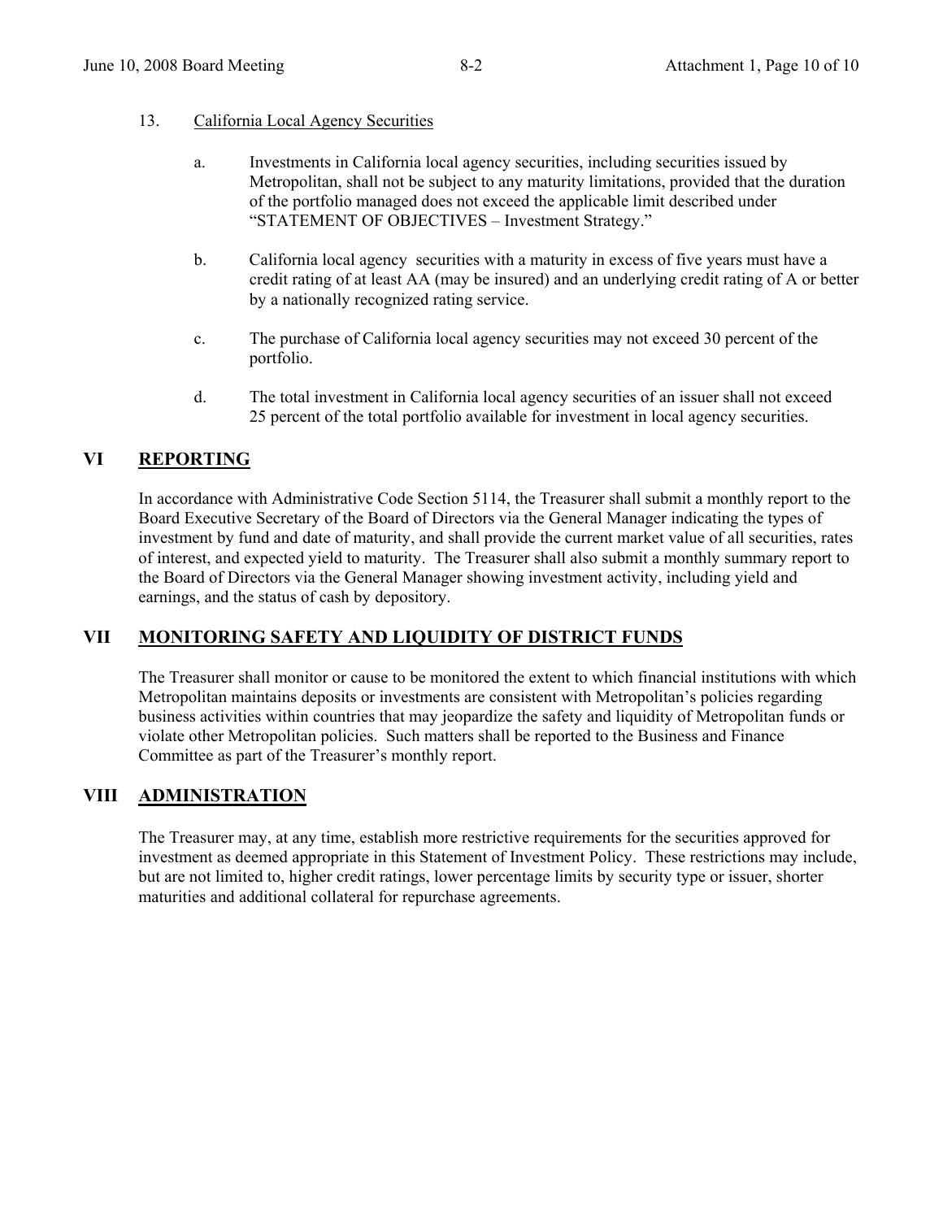13. California Local Agency Securities

    a. Investments in California local agency securities, including securities issued by Metropolitan, shall not be subject to any maturity limitations, provided that the duration of the portfolio managed does not exceed the applicable limit described under "STATEMENT OF OBJECTIVES – Investment Strategy."

    b. California local agency securities with a maturity in excess of five years must have a credit rating of at least AA (may be insured) and an underlying credit rating of A or better by a nationally recognized rating service.

    c. The purchase of California local agency securities may not exceed 30 percent of the portfolio.

    d. The total investment in California local agency securities of an issuer shall not exceed 25 percent of the total portfolio available for investment in local agency securities.

## VI REPORTING

In accordance with Administrative Code Section 5114, the Treasurer shall submit a monthly report to the Board Executive Secretary of the Board of Directors via the General Manager indicating the types of investment by fund and date of maturity, and shall provide the current market value of all securities, rates of interest, and expected yield to maturity. The Treasurer shall also submit a monthly summary report to the Board of Directors via the General Manager showing investment activity, including yield and earnings, and the status of cash by depository.

## VII MONITORING SAFETY AND LIQUIDITY OF DISTRICT FUNDS

The Treasurer shall monitor or cause to be monitored the extent to which financial institutions with which Metropolitan maintains deposits or investments are consistent with Metropolitan's policies regarding business activities within countries that may jeopardize the safety and liquidity of Metropolitan funds or violate other Metropolitan policies. Such matters shall be reported to the Business and Finance Committee as part of the Treasurer's monthly report.

## VIII ADMINISTRATION

The Treasurer may, at any time, establish more restrictive requirements for the securities approved for investment as deemed appropriate in this Statement of Investment Policy. These restrictions may include, but are not limited to, higher credit ratings, lower percentage limits by security type or issuer, shorter maturities and additional collateral for repurchase agreements.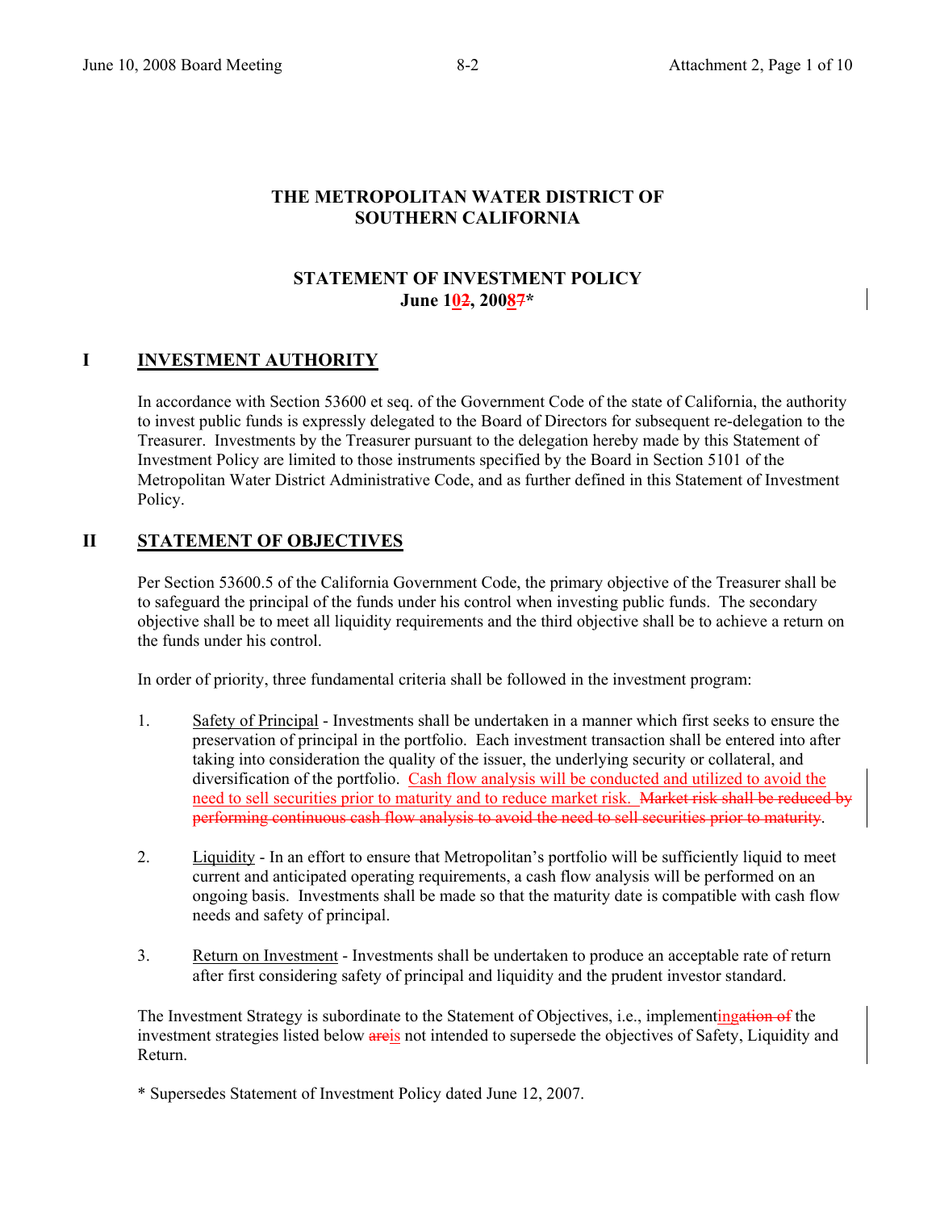**THE METROPOLITAN WATER DISTRICT OF SOUTHERN CALIFORNIA**

**STATEMENT OF INVESTMENT POLICY**
**June 10~~2~~, 2008~~7~~***

## I INVESTMENT AUTHORITY

In accordance with Section 53600 et seq. of the Government Code of the state of California, the authority to invest public funds is expressly delegated to the Board of Directors for subsequent re-delegation to the Treasurer. Investments by the Treasurer pursuant to the delegation hereby made by this Statement of Investment Policy are limited to those instruments specified by the Board in Section 5101 of the Metropolitan Water District Administrative Code, and as further defined in this Statement of Investment Policy.

## II STATEMENT OF OBJECTIVES

Per Section 53600.5 of the California Government Code, the primary objective of the Treasurer shall be to safeguard the principal of the funds under his control when investing public funds. The secondary objective shall be to meet all liquidity requirements and the third objective shall be to achieve a return on the funds under his control.

In order of priority, three fundamental criteria shall be followed in the investment program:

1. Safety of Principal - Investments shall be undertaken in a manner which first seeks to ensure the preservation of principal in the portfolio. Each investment transaction shall be entered into after taking into consideration the quality of the issuer, the underlying security or collateral, and diversification of the portfolio. Cash flow analysis will be conducted and utilized to avoid the need to sell securities prior to maturity and to reduce market risk. ~~Market risk shall be reduced by performing continuous cash flow analysis to avoid the need to sell securities prior to maturity~~.

2. Liquidity - In an effort to ensure that Metropolitan's portfolio will be sufficiently liquid to meet current and anticipated operating requirements, a cash flow analysis will be performed on an ongoing basis. Investments shall be made so that the maturity date is compatible with cash flow needs and safety of principal.

3. Return on Investment - Investments shall be undertaken to produce an acceptable rate of return after first considering safety of principal and liquidity and the prudent investor standard.

The Investment Strategy is subordinate to the Statement of Objectives, i.e., implementing~~ation of~~ the investment strategies listed below ~~are~~is not intended to supersede the objectives of Safety, Liquidity and Return.

\* Supersedes Statement of Investment Policy dated June 12, 2007.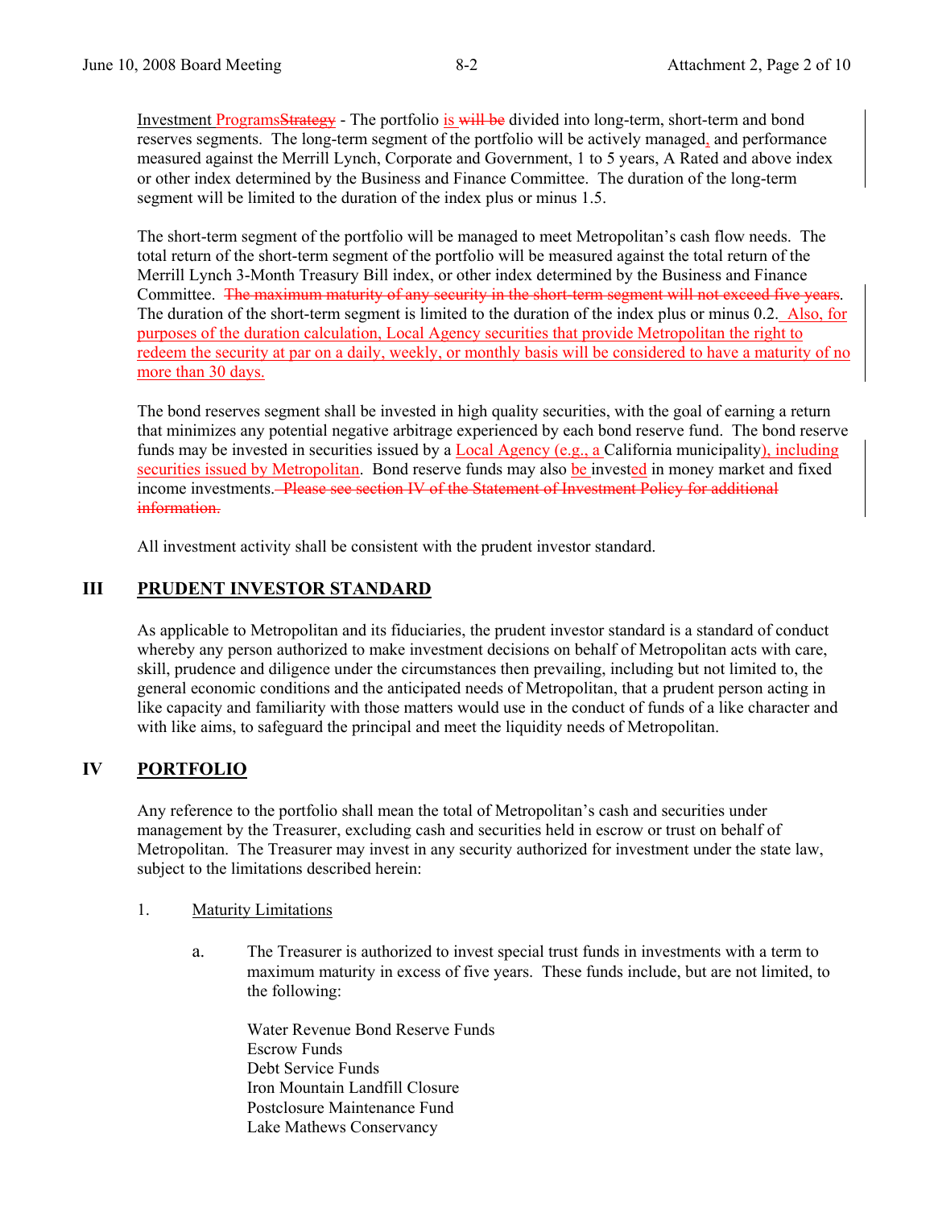Investment ProgramsStrategy - The portfolio is will be divided into long-term, short-term and bond reserves segments. The long-term segment of the portfolio will be actively managed, and performance measured against the Merrill Lynch, Corporate and Government, 1 to 5 years, A Rated and above index or other index determined by the Business and Finance Committee. The duration of the long-term segment will be limited to the duration of the index plus or minus 1.5.

The short-term segment of the portfolio will be managed to meet Metropolitan's cash flow needs. The total return of the short-term segment of the portfolio will be measured against the total return of the Merrill Lynch 3-Month Treasury Bill index, or other index determined by the Business and Finance Committee. ~~The maximum maturity of any security in the short-term segment will not exceed five years.~~ The duration of the short-term segment is limited to the duration of the index plus or minus 0.2. Also, for purposes of the duration calculation, Local Agency securities that provide Metropolitan the right to redeem the security at par on a daily, weekly, or monthly basis will be considered to have a maturity of no more than 30 days.

The bond reserves segment shall be invested in high quality securities, with the goal of earning a return that minimizes any potential negative arbitrage experienced by each bond reserve fund. The bond reserve funds may be invested in securities issued by a Local Agency (e.g., a California municipality), including securities issued by Metropolitan. Bond reserve funds may also be invested in money market and fixed income investments. ~~Please see section IV of the Statement of Investment Policy for additional information.~~

All investment activity shall be consistent with the prudent investor standard.

## III PRUDENT INVESTOR STANDARD

As applicable to Metropolitan and its fiduciaries, the prudent investor standard is a standard of conduct whereby any person authorized to make investment decisions on behalf of Metropolitan acts with care, skill, prudence and diligence under the circumstances then prevailing, including but not limited to, the general economic conditions and the anticipated needs of Metropolitan, that a prudent person acting in like capacity and familiarity with those matters would use in the conduct of funds of a like character and with like aims, to safeguard the principal and meet the liquidity needs of Metropolitan.

## IV PORTFOLIO

Any reference to the portfolio shall mean the total of Metropolitan's cash and securities under management by the Treasurer, excluding cash and securities held in escrow or trust on behalf of Metropolitan. The Treasurer may invest in any security authorized for investment under the state law, subject to the limitations described herein:

1. Maturity Limitations

   a. The Treasurer is authorized to invest special trust funds in investments with a term to maximum maturity in excess of five years. These funds include, but are not limited, to the following:

      Water Revenue Bond Reserve Funds
      Escrow Funds
      Debt Service Funds
      Iron Mountain Landfill Closure
      Postclosure Maintenance Fund
      Lake Mathews Conservancy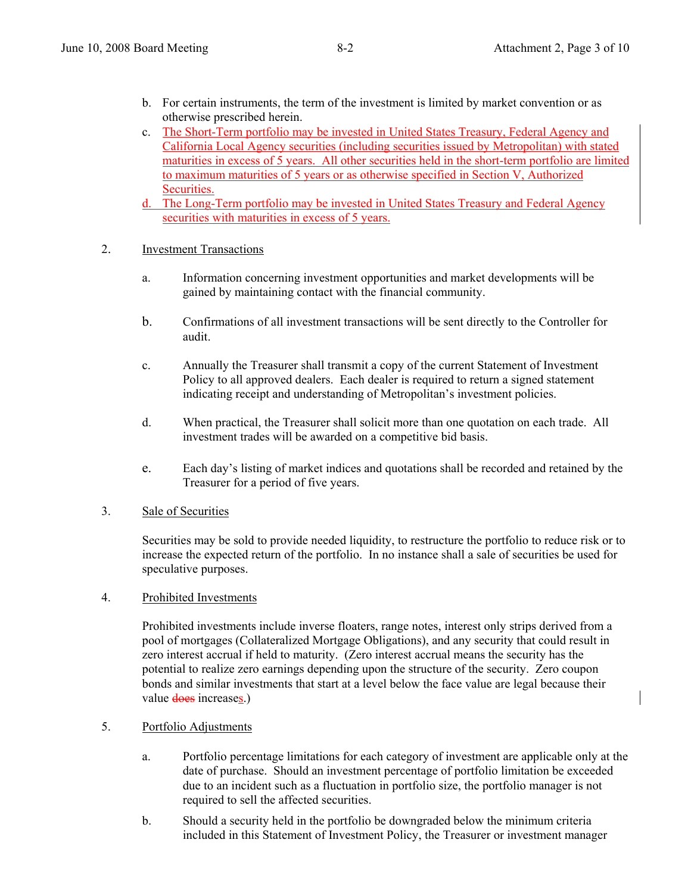b. For certain instruments, the term of the investment is limited by market convention or as otherwise prescribed herein.

c. The Short-Term portfolio may be invested in United States Treasury, Federal Agency and California Local Agency securities (including securities issued by Metropolitan) with stated maturities in excess of 5 years. All other securities held in the short-term portfolio are limited to maximum maturities of 5 years or as otherwise specified in Section V, Authorized Securities.

d. The Long-Term portfolio may be invested in United States Treasury and Federal Agency securities with maturities in excess of 5 years.

2. Investment Transactions

   a. Information concerning investment opportunities and market developments will be gained by maintaining contact with the financial community.

   b. Confirmations of all investment transactions will be sent directly to the Controller for audit.

   c. Annually the Treasurer shall transmit a copy of the current Statement of Investment Policy to all approved dealers. Each dealer is required to return a signed statement indicating receipt and understanding of Metropolitan's investment policies.

   d. When practical, the Treasurer shall solicit more than one quotation on each trade. All investment trades will be awarded on a competitive bid basis.

   e. Each day's listing of market indices and quotations shall be recorded and retained by the Treasurer for a period of five years.

3. Sale of Securities

   Securities may be sold to provide needed liquidity, to restructure the portfolio to reduce risk or to increase the expected return of the portfolio. In no instance shall a sale of securities be used for speculative purposes.

4. Prohibited Investments

   Prohibited investments include inverse floaters, range notes, interest only strips derived from a pool of mortgages (Collateralized Mortgage Obligations), and any security that could result in zero interest accrual if held to maturity. (Zero interest accrual means the security has the potential to realize zero earnings depending upon the structure of the security. Zero coupon bonds and similar investments that start at a level below the face value are legal because their value ~~does~~ increases.)

5. Portfolio Adjustments

   a. Portfolio percentage limitations for each category of investment are applicable only at the date of purchase. Should an investment percentage of portfolio limitation be exceeded due to an incident such as a fluctuation in portfolio size, the portfolio manager is not required to sell the affected securities.

   b. Should a security held in the portfolio be downgraded below the minimum criteria included in this Statement of Investment Policy, the Treasurer or investment manager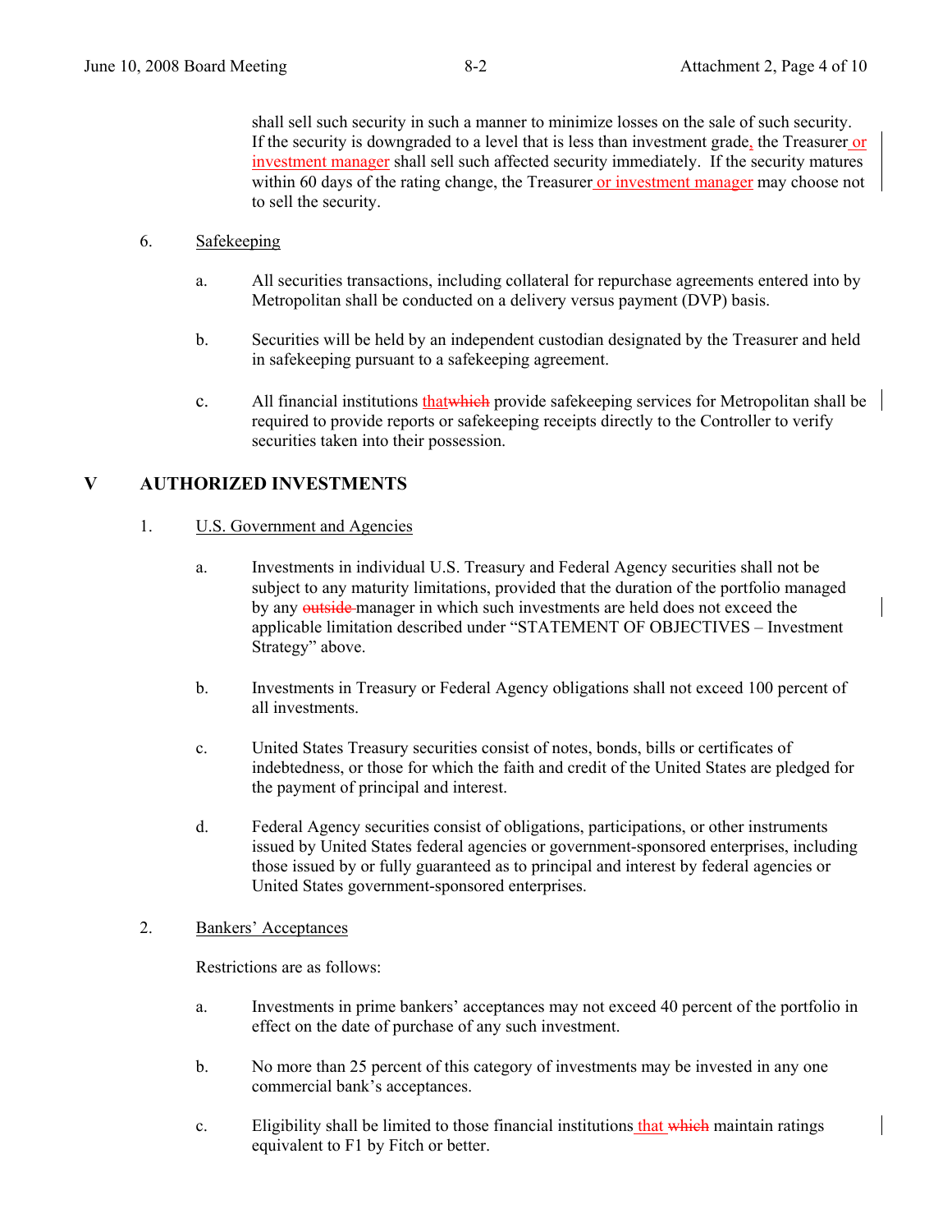shall sell such security in such a manner to minimize losses on the sale of such security. If the security is downgraded to a level that is less than investment grade, the Treasurer or investment manager shall sell such affected security immediately. If the security matures within 60 days of the rating change, the Treasurer or investment manager may choose not to sell the security.

6. Safekeeping

   a. All securities transactions, including collateral for repurchase agreements entered into by Metropolitan shall be conducted on a delivery versus payment (DVP) basis.

   b. Securities will be held by an independent custodian designated by the Treasurer and held in safekeeping pursuant to a safekeeping agreement.

   c. All financial institutions that~~which~~ provide safekeeping services for Metropolitan shall be required to provide reports or safekeeping receipts directly to the Controller to verify securities taken into their possession.

## V AUTHORIZED INVESTMENTS

1. U.S. Government and Agencies

   a. Investments in individual U.S. Treasury and Federal Agency securities shall not be subject to any maturity limitations, provided that the duration of the portfolio managed by any ~~outside~~ manager in which such investments are held does not exceed the applicable limitation described under "STATEMENT OF OBJECTIVES – Investment Strategy" above.

   b. Investments in Treasury or Federal Agency obligations shall not exceed 100 percent of all investments.

   c. United States Treasury securities consist of notes, bonds, bills or certificates of indebtedness, or those for which the faith and credit of the United States are pledged for the payment of principal and interest.

   d. Federal Agency securities consist of obligations, participations, or other instruments issued by United States federal agencies or government-sponsored enterprises, including those issued by or fully guaranteed as to principal and interest by federal agencies or United States government-sponsored enterprises.

2. Bankers' Acceptances

   Restrictions are as follows:

   a. Investments in prime bankers' acceptances may not exceed 40 percent of the portfolio in effect on the date of purchase of any such investment.

   b. No more than 25 percent of this category of investments may be invested in any one commercial bank's acceptances.

   c. Eligibility shall be limited to those financial institutions that ~~which~~ maintain ratings equivalent to F1 by Fitch or better.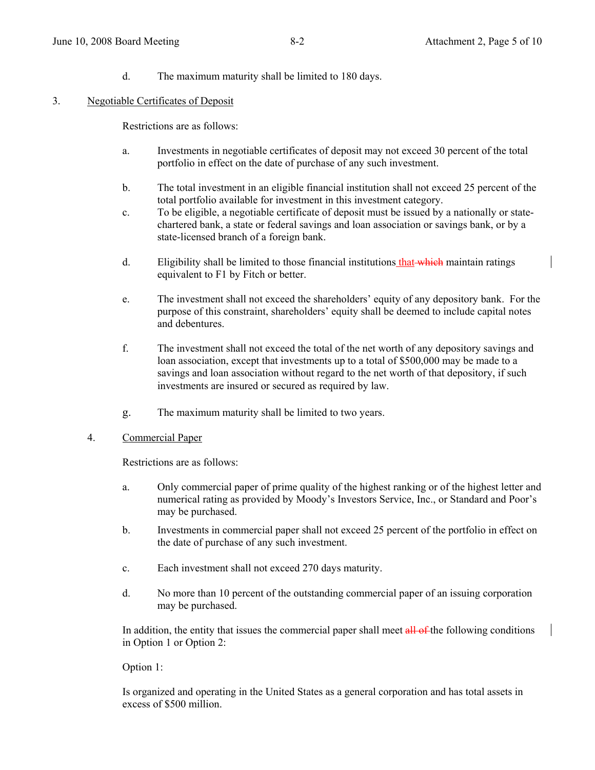d. The maximum maturity shall be limited to 180 days.

3. Negotiable Certificates of Deposit

Restrictions are as follows:

a. Investments in negotiable certificates of deposit may not exceed 30 percent of the total portfolio in effect on the date of purchase of any such investment.

b. The total investment in an eligible financial institution shall not exceed 25 percent of the total portfolio available for investment in this investment category.

c. To be eligible, a negotiable certificate of deposit must be issued by a nationally or state-chartered bank, a state or federal savings and loan association or savings bank, or by a state-licensed branch of a foreign bank.

d. Eligibility shall be limited to those financial institutions that ~~which~~ maintain ratings equivalent to F1 by Fitch or better.

e. The investment shall not exceed the shareholders' equity of any depository bank. For the purpose of this constraint, shareholders' equity shall be deemed to include capital notes and debentures.

f. The investment shall not exceed the total of the net worth of any depository savings and loan association, except that investments up to a total of $500,000 may be made to a savings and loan association without regard to the net worth of that depository, if such investments are insured or secured as required by law.

g. The maximum maturity shall be limited to two years.

4. Commercial Paper

Restrictions are as follows:

a. Only commercial paper of prime quality of the highest ranking or of the highest letter and numerical rating as provided by Moody's Investors Service, Inc., or Standard and Poor's may be purchased.

b. Investments in commercial paper shall not exceed 25 percent of the portfolio in effect on the date of purchase of any such investment.

c. Each investment shall not exceed 270 days maturity.

d. No more than 10 percent of the outstanding commercial paper of an issuing corporation may be purchased.

In addition, the entity that issues the commercial paper shall meet ~~all of~~ the following conditions in Option 1 or Option 2:

Option 1:

Is organized and operating in the United States as a general corporation and has total assets in excess of $500 million.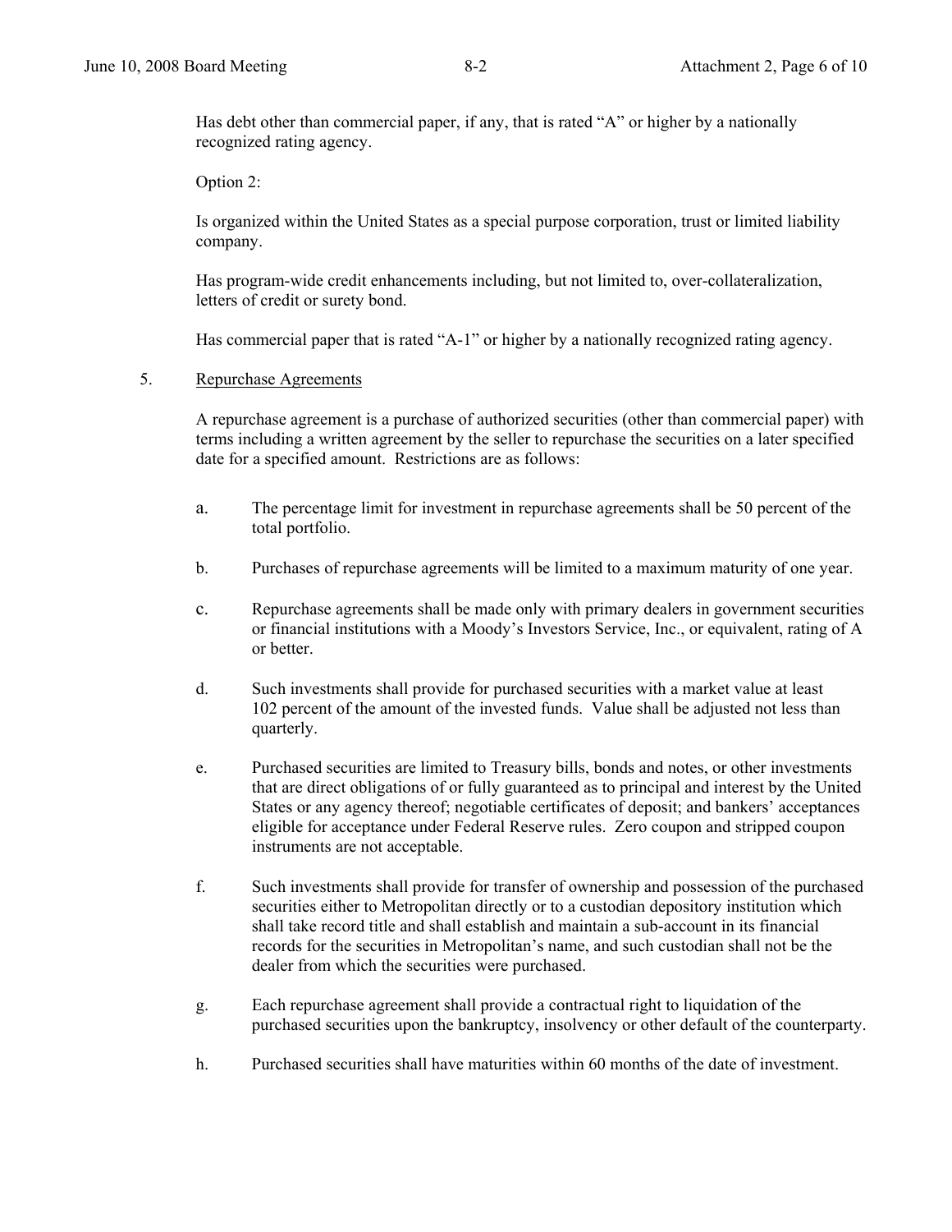Has debt other than commercial paper, if any, that is rated "A" or higher by a nationally recognized rating agency.

Option 2:

Is organized within the United States as a special purpose corporation, trust or limited liability company.

Has program-wide credit enhancements including, but not limited to, over-collateralization, letters of credit or surety bond.

Has commercial paper that is rated "A-1" or higher by a nationally recognized rating agency.

5. Repurchase Agreements

A repurchase agreement is a purchase of authorized securities (other than commercial paper) with terms including a written agreement by the seller to repurchase the securities on a later specified date for a specified amount. Restrictions are as follows:

a. The percentage limit for investment in repurchase agreements shall be 50 percent of the total portfolio.

b. Purchases of repurchase agreements will be limited to a maximum maturity of one year.

c. Repurchase agreements shall be made only with primary dealers in government securities or financial institutions with a Moody's Investors Service, Inc., or equivalent, rating of A or better.

d. Such investments shall provide for purchased securities with a market value at least 102 percent of the amount of the invested funds. Value shall be adjusted not less than quarterly.

e. Purchased securities are limited to Treasury bills, bonds and notes, or other investments that are direct obligations of or fully guaranteed as to principal and interest by the United States or any agency thereof; negotiable certificates of deposit; and bankers' acceptances eligible for acceptance under Federal Reserve rules. Zero coupon and stripped coupon instruments are not acceptable.

f. Such investments shall provide for transfer of ownership and possession of the purchased securities either to Metropolitan directly or to a custodian depository institution which shall take record title and shall establish and maintain a sub-account in its financial records for the securities in Metropolitan's name, and such custodian shall not be the dealer from which the securities were purchased.

g. Each repurchase agreement shall provide a contractual right to liquidation of the purchased securities upon the bankruptcy, insolvency or other default of the counterparty.

h. Purchased securities shall have maturities within 60 months of the date of investment.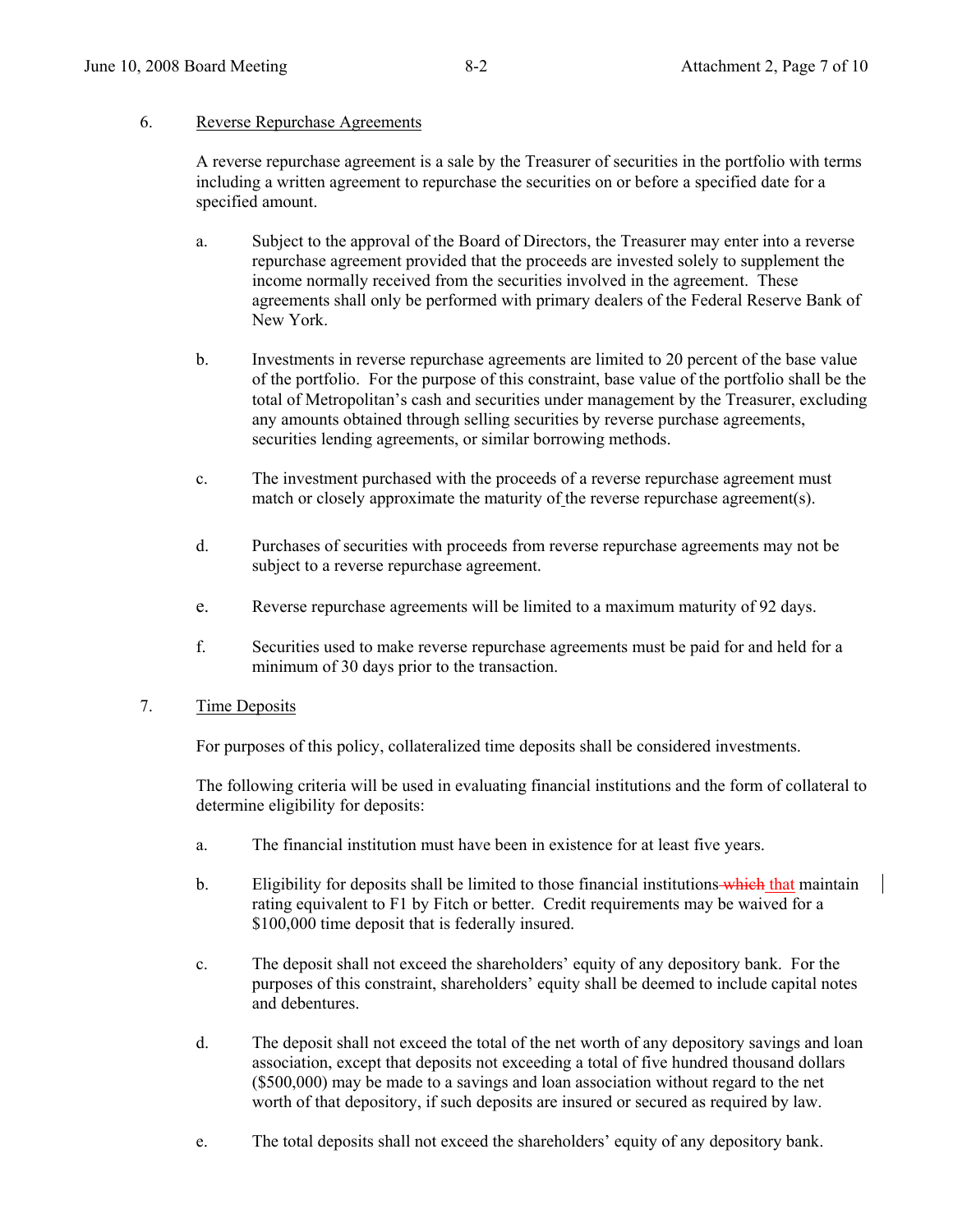6. Reverse Repurchase Agreements

A reverse repurchase agreement is a sale by the Treasurer of securities in the portfolio with terms including a written agreement to repurchase the securities on or before a specified date for a specified amount.

a. Subject to the approval of the Board of Directors, the Treasurer may enter into a reverse repurchase agreement provided that the proceeds are invested solely to supplement the income normally received from the securities involved in the agreement. These agreements shall only be performed with primary dealers of the Federal Reserve Bank of New York.

b. Investments in reverse repurchase agreements are limited to 20 percent of the base value of the portfolio. For the purpose of this constraint, base value of the portfolio shall be the total of Metropolitan's cash and securities under management by the Treasurer, excluding any amounts obtained through selling securities by reverse purchase agreements, securities lending agreements, or similar borrowing methods.

c. The investment purchased with the proceeds of a reverse repurchase agreement must match or closely approximate the maturity of the reverse repurchase agreement(s).

d. Purchases of securities with proceeds from reverse repurchase agreements may not be subject to a reverse repurchase agreement.

e. Reverse repurchase agreements will be limited to a maximum maturity of 92 days.

f. Securities used to make reverse repurchase agreements must be paid for and held for a minimum of 30 days prior to the transaction.

7. Time Deposits

For purposes of this policy, collateralized time deposits shall be considered investments.

The following criteria will be used in evaluating financial institutions and the form of collateral to determine eligibility for deposits:

a. The financial institution must have been in existence for at least five years.

b. Eligibility for deposits shall be limited to those financial institutions ~~which~~ that maintain rating equivalent to F1 by Fitch or better. Credit requirements may be waived for a $100,000 time deposit that is federally insured.

c. The deposit shall not exceed the shareholders' equity of any depository bank. For the purposes of this constraint, shareholders' equity shall be deemed to include capital notes and debentures.

d. The deposit shall not exceed the total of the net worth of any depository savings and loan association, except that deposits not exceeding a total of five hundred thousand dollars ($500,000) may be made to a savings and loan association without regard to the net worth of that depository, if such deposits are insured or secured as required by law.

e. The total deposits shall not exceed the shareholders' equity of any depository bank.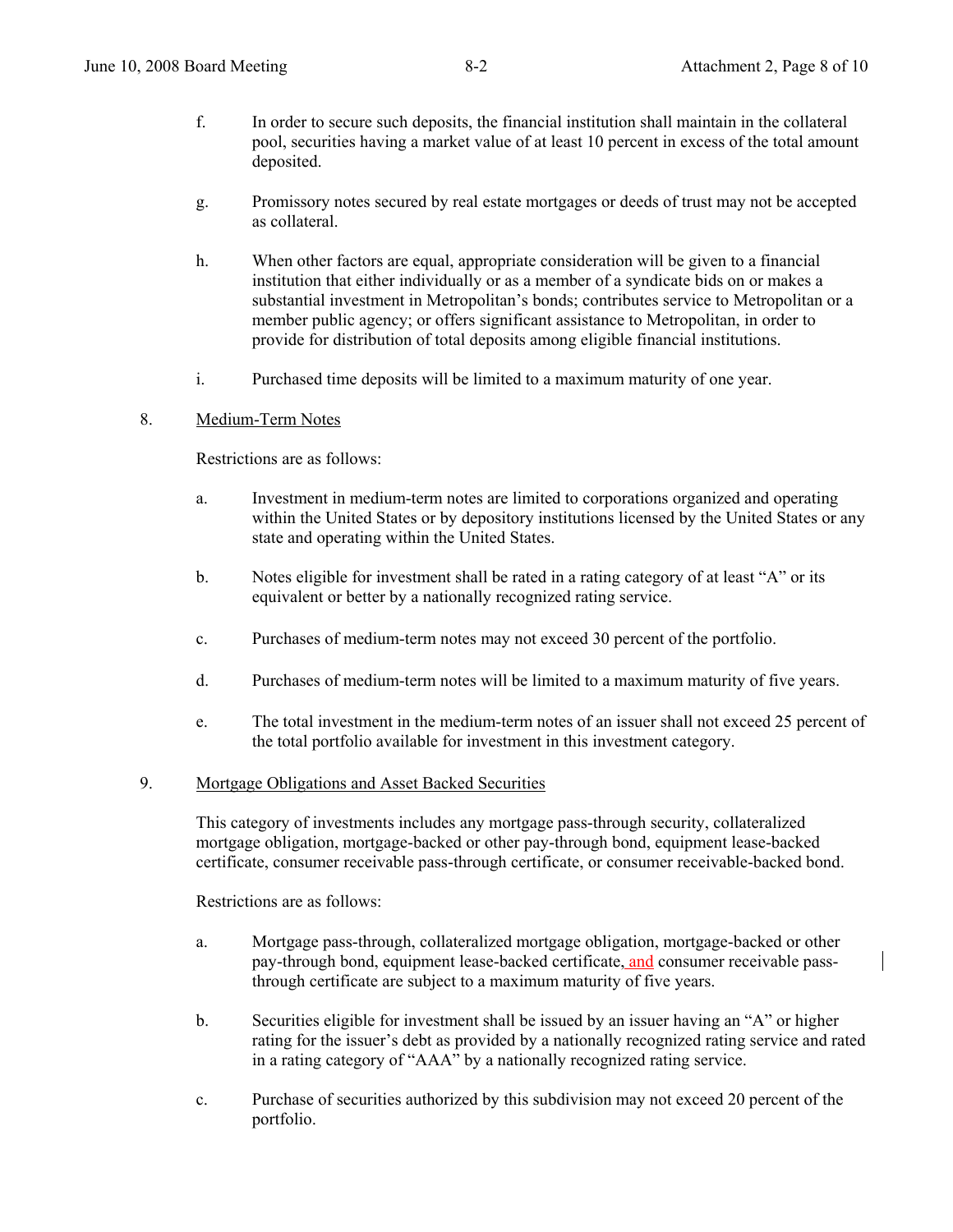f. In order to secure such deposits, the financial institution shall maintain in the collateral pool, securities having a market value of at least 10 percent in excess of the total amount deposited.

g. Promissory notes secured by real estate mortgages or deeds of trust may not be accepted as collateral.

h. When other factors are equal, appropriate consideration will be given to a financial institution that either individually or as a member of a syndicate bids on or makes a substantial investment in Metropolitan's bonds; contributes service to Metropolitan or a member public agency; or offers significant assistance to Metropolitan, in order to provide for distribution of total deposits among eligible financial institutions.

i. Purchased time deposits will be limited to a maximum maturity of one year.

8. Medium-Term Notes

Restrictions are as follows:

a. Investment in medium-term notes are limited to corporations organized and operating within the United States or by depository institutions licensed by the United States or any state and operating within the United States.

b. Notes eligible for investment shall be rated in a rating category of at least "A" or its equivalent or better by a nationally recognized rating service.

c. Purchases of medium-term notes may not exceed 30 percent of the portfolio.

d. Purchases of medium-term notes will be limited to a maximum maturity of five years.

e. The total investment in the medium-term notes of an issuer shall not exceed 25 percent of the total portfolio available for investment in this investment category.

9. Mortgage Obligations and Asset Backed Securities

This category of investments includes any mortgage pass-through security, collateralized mortgage obligation, mortgage-backed or other pay-through bond, equipment lease-backed certificate, consumer receivable pass-through certificate, or consumer receivable-backed bond.

Restrictions are as follows:

a. Mortgage pass-through, collateralized mortgage obligation, mortgage-backed or other pay-through bond, equipment lease-backed certificate, and consumer receivable pass-through certificate are subject to a maximum maturity of five years.

b. Securities eligible for investment shall be issued by an issuer having an "A" or higher rating for the issuer's debt as provided by a nationally recognized rating service and rated in a rating category of "AAA" by a nationally recognized rating service.

c. Purchase of securities authorized by this subdivision may not exceed 20 percent of the portfolio.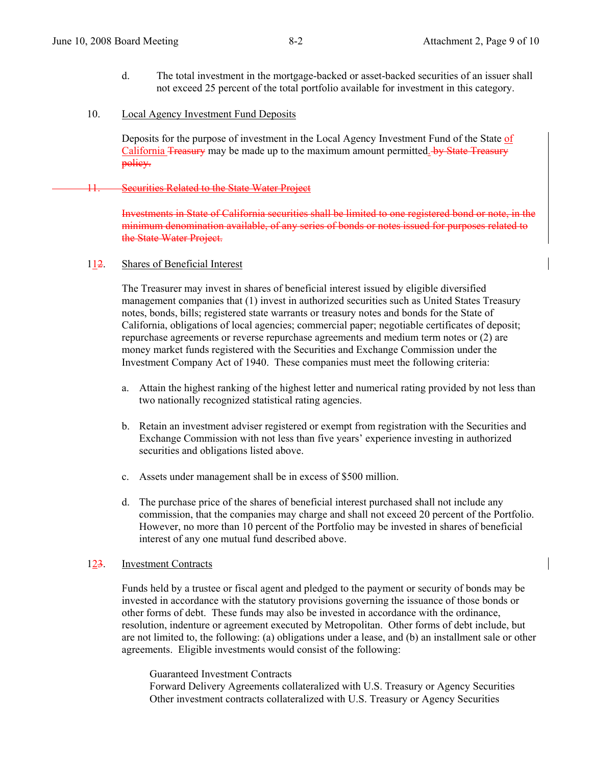d. The total investment in the mortgage-backed or asset-backed securities of an issuer shall not exceed 25 percent of the total portfolio available for investment in this category.

10. Local Agency Investment Fund Deposits

Deposits for the purpose of investment in the Local Agency Investment Fund of the State of California ~~Treasury~~ may be made up to the maximum amount permitted. ~~by State Treasury policy.~~

~~11. Securities Related to the State Water Project~~

~~Investments in State of California securities shall be limited to one registered bond or note, in the minimum denomination available, of any series of bonds or notes issued for purposes related to the State Water Project.~~

1~~2~~1. Shares of Beneficial Interest

The Treasurer may invest in shares of beneficial interest issued by eligible diversified management companies that (1) invest in authorized securities such as United States Treasury notes, bonds, bills; registered state warrants or treasury notes and bonds for the State of California, obligations of local agencies; commercial paper; negotiable certificates of deposit; repurchase agreements or reverse repurchase agreements and medium term notes or (2) are money market funds registered with the Securities and Exchange Commission under the Investment Company Act of 1940. These companies must meet the following criteria:

a. Attain the highest ranking of the highest letter and numerical rating provided by not less than two nationally recognized statistical rating agencies.

b. Retain an investment adviser registered or exempt from registration with the Securities and Exchange Commission with not less than five years' experience investing in authorized securities and obligations listed above.

c. Assets under management shall be in excess of $500 million.

d. The purchase price of the shares of beneficial interest purchased shall not include any commission, that the companies may charge and shall not exceed 20 percent of the Portfolio. However, no more than 10 percent of the Portfolio may be invested in shares of beneficial interest of any one mutual fund described above.

12~~3~~. Investment Contracts

Funds held by a trustee or fiscal agent and pledged to the payment or security of bonds may be invested in accordance with the statutory provisions governing the issuance of those bonds or other forms of debt. These funds may also be invested in accordance with the ordinance, resolution, indenture or agreement executed by Metropolitan. Other forms of debt include, but are not limited to, the following: (a) obligations under a lease, and (b) an installment sale or other agreements. Eligible investments would consist of the following:

Guaranteed Investment Contracts
Forward Delivery Agreements collateralized with U.S. Treasury or Agency Securities
Other investment contracts collateralized with U.S. Treasury or Agency Securities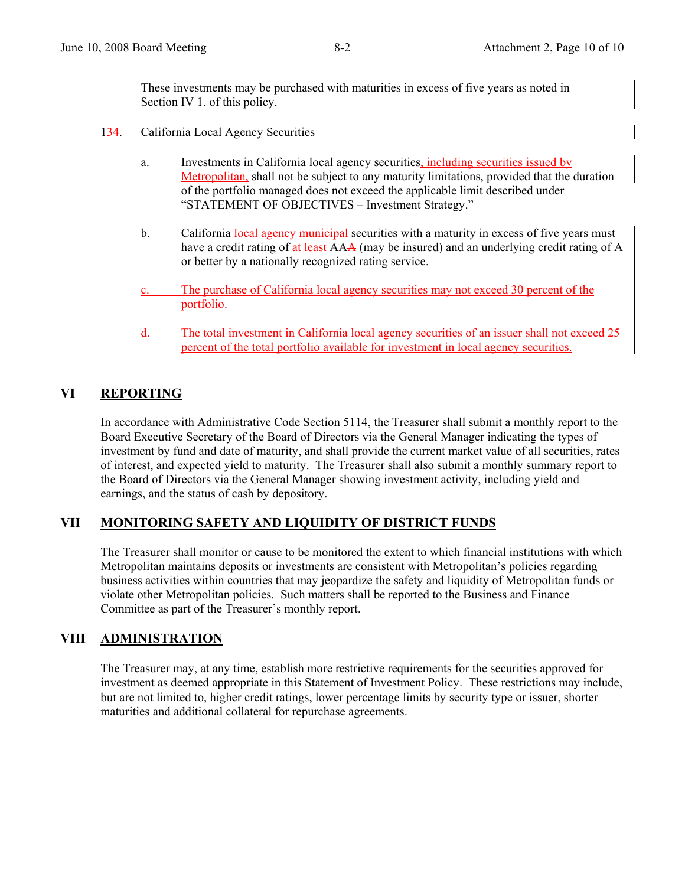These investments may be purchased with maturities in excess of five years as noted in Section IV 1. of this policy.

134. California Local Agency Securities

a. Investments in California local agency securities, including securities issued by Metropolitan, shall not be subject to any maturity limitations, provided that the duration of the portfolio managed does not exceed the applicable limit described under "STATEMENT OF OBJECTIVES – Investment Strategy."

b. California local agency ~~municipal~~ securities with a maturity in excess of five years must have a credit rating of at least AA~~A~~ (may be insured) and an underlying credit rating of A or better by a nationally recognized rating service.

c. The purchase of California local agency securities may not exceed 30 percent of the portfolio.

d. The total investment in California local agency securities of an issuer shall not exceed 25 percent of the total portfolio available for investment in local agency securities.

## VI REPORTING

In accordance with Administrative Code Section 5114, the Treasurer shall submit a monthly report to the Board Executive Secretary of the Board of Directors via the General Manager indicating the types of investment by fund and date of maturity, and shall provide the current market value of all securities, rates of interest, and expected yield to maturity. The Treasurer shall also submit a monthly summary report to the Board of Directors via the General Manager showing investment activity, including yield and earnings, and the status of cash by depository.

## VII MONITORING SAFETY AND LIQUIDITY OF DISTRICT FUNDS

The Treasurer shall monitor or cause to be monitored the extent to which financial institutions with which Metropolitan maintains deposits or investments are consistent with Metropolitan's policies regarding business activities within countries that may jeopardize the safety and liquidity of Metropolitan funds or violate other Metropolitan policies. Such matters shall be reported to the Business and Finance Committee as part of the Treasurer's monthly report.

## VIII ADMINISTRATION

The Treasurer may, at any time, establish more restrictive requirements for the securities approved for investment as deemed appropriate in this Statement of Investment Policy. These restrictions may include, but are not limited to, higher credit ratings, lower percentage limits by security type or issuer, shorter maturities and additional collateral for repurchase agreements.